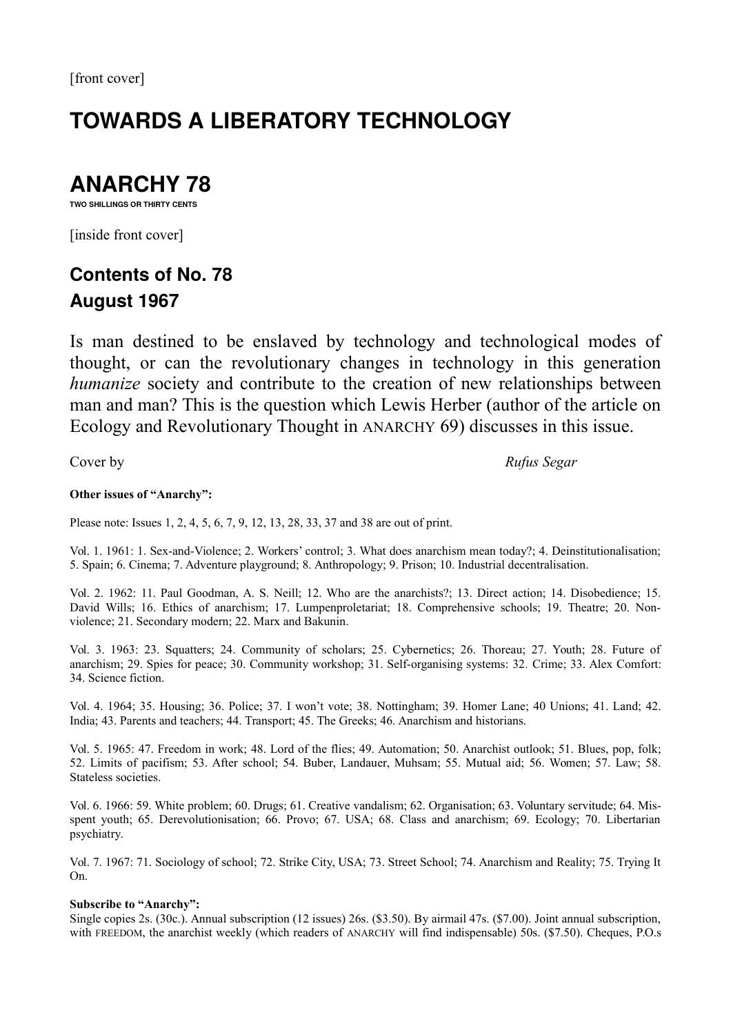[front cover]

# TOWARDS A LIBERATORY TECHNOLOGY

# ANARCHY 78

TWO SHILLINGS OR THIRTY CENTS

[inside front cover]

## Contents of No. 78
## August 1967

Is man destined to be enslaved by technology and technological modes of thought, or can the revolutionary changes in technology in this generation *humanize* society and contribute to the creation of new relationships between man and man? This is the question which Lewis Herber (author of the article on Ecology and Revolutionary Thought in ANARCHY 69) discusses in this issue.

Cover by *Rufus Segar*

**Other issues of "Anarchy":**

Please note: Issues 1, 2, 4, 5, 6, 7, 9, 12, 13, 28, 33, 37 and 38 are out of print.

Vol. 1. 1961: 1. Sex-and-Violence; 2. Workers' control; 3. What does anarchism mean today?; 4. Deinstitutionalisation; 5. Spain; 6. Cinema; 7. Adventure playground; 8. Anthropology; 9. Prison; 10. Industrial decentralisation.

Vol. 2. 1962: 11. Paul Goodman, A. S. Neill; 12. Who are the anarchists?; 13. Direct action; 14. Disobedience; 15. David Wills; 16. Ethics of anarchism; 17. Lumpenproletariat; 18. Comprehensive schools; 19. Theatre; 20. Non-violence; 21. Secondary modern; 22. Marx and Bakunin.

Vol. 3. 1963: 23. Squatters; 24. Community of scholars; 25. Cybernetics; 26. Thoreau; 27. Youth; 28. Future of anarchism; 29. Spies for peace; 30. Community workshop; 31. Self-organising systems: 32. Crime; 33. Alex Comfort: 34. Science fiction.

Vol. 4. 1964; 35. Housing; 36. Police; 37. I won't vote; 38. Nottingham; 39. Homer Lane; 40 Unions; 41. Land; 42. India; 43. Parents and teachers; 44. Transport; 45. The Greeks; 46. Anarchism and historians.

Vol. 5. 1965: 47. Freedom in work; 48. Lord of the flies; 49. Automation; 50. Anarchist outlook; 51. Blues, pop, folk; 52. Limits of pacifism; 53. After school; 54. Buber, Landauer, Muhsam; 55. Mutual aid; 56. Women; 57. Law; 58. Stateless societies.

Vol. 6. 1966: 59. White problem; 60. Drugs; 61. Creative vandalism; 62. Organisation; 63. Voluntary servitude; 64. Misspent youth; 65. Derevolutionisation; 66. Provo; 67. USA; 68. Class and anarchism; 69. Ecology; 70. Libertarian psychiatry.

Vol. 7. 1967: 71. Sociology of school; 72. Strike City, USA; 73. Street School; 74. Anarchism and Reality; 75. Trying It On.

**Subscribe to "Anarchy":**
Single copies 2s. (30c.). Annual subscription (12 issues) 26s. ($3.50). By airmail 47s. ($7.00). Joint annual subscription, with FREEDOM, the anarchist weekly (which readers of ANARCHY will find indispensable) 50s. ($7.50). Cheques, P.O.s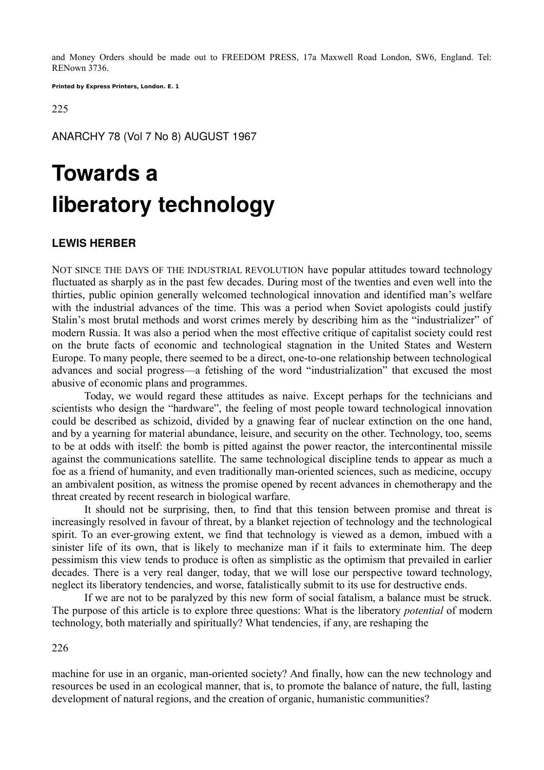and Money Orders should be made out to FREEDOM PRESS, 17a Maxwell Road London, SW6, England. Tel: RENown 3736.

**Printed by Express Printers, London. E. 1**

ANARCHY 78 (Vol 7 No 8) AUGUST 1967

# Towards a liberatory technology

### LEWIS HERBER

NOT SINCE THE DAYS OF THE INDUSTRIAL REVOLUTION have popular attitudes toward technology fluctuated as sharply as in the past few decades. During most of the twenties and even well into the thirties, public opinion generally welcomed technological innovation and identified man's welfare with the industrial advances of the time. This was a period when Soviet apologists could justify Stalin's most brutal methods and worst crimes merely by describing him as the "industrializer" of modern Russia. It was also a period when the most effective critique of capitalist society could rest on the brute facts of economic and technological stagnation in the United States and Western Europe. To many people, there seemed to be a direct, one-to-one relationship between technological advances and social progress—a fetishing of the word "industrialization" that excused the most abusive of economic plans and programmes.

Today, we would regard these attitudes as naive. Except perhaps for the technicians and scientists who design the "hardware", the feeling of most people toward technological innovation could be described as schizoid, divided by a gnawing fear of nuclear extinction on the one hand, and by a yearning for material abundance, leisure, and security on the other. Technology, too, seems to be at odds with itself: the bomb is pitted against the power reactor, the intercontinental missile against the communications satellite. The same technological discipline tends to appear as much a foe as a friend of humanity, and even traditionally man-oriented sciences, such as medicine, occupy an ambivalent position, as witness the promise opened by recent advances in chemotherapy and the threat created by recent research in biological warfare.

It should not be surprising, then, to find that this tension between promise and threat is increasingly resolved in favour of threat, by a blanket rejection of technology and the technological spirit. To an ever-growing extent, we find that technology is viewed as a demon, imbued with a sinister life of its own, that is likely to mechanize man if it fails to exterminate him. The deep pessimism this view tends to produce is often as simplistic as the optimism that prevailed in earlier decades. There is a very real danger, today, that we will lose our perspective toward technology, neglect its liberatory tendencies, and worse, fatalistically submit to its use for destructive ends.

If we are not to be paralyzed by this new form of social fatalism, a balance must be struck. The purpose of this article is to explore three questions: What is the liberatory *potential* of modern technology, both materially and spiritually? What tendencies, if any, are reshaping the machine for use in an organic, man-oriented society? And finally, how can the new technology and resources be used in an ecological manner, that is, to promote the balance of nature, the full, lasting development of natural regions, and the creation of organic, humanistic communities?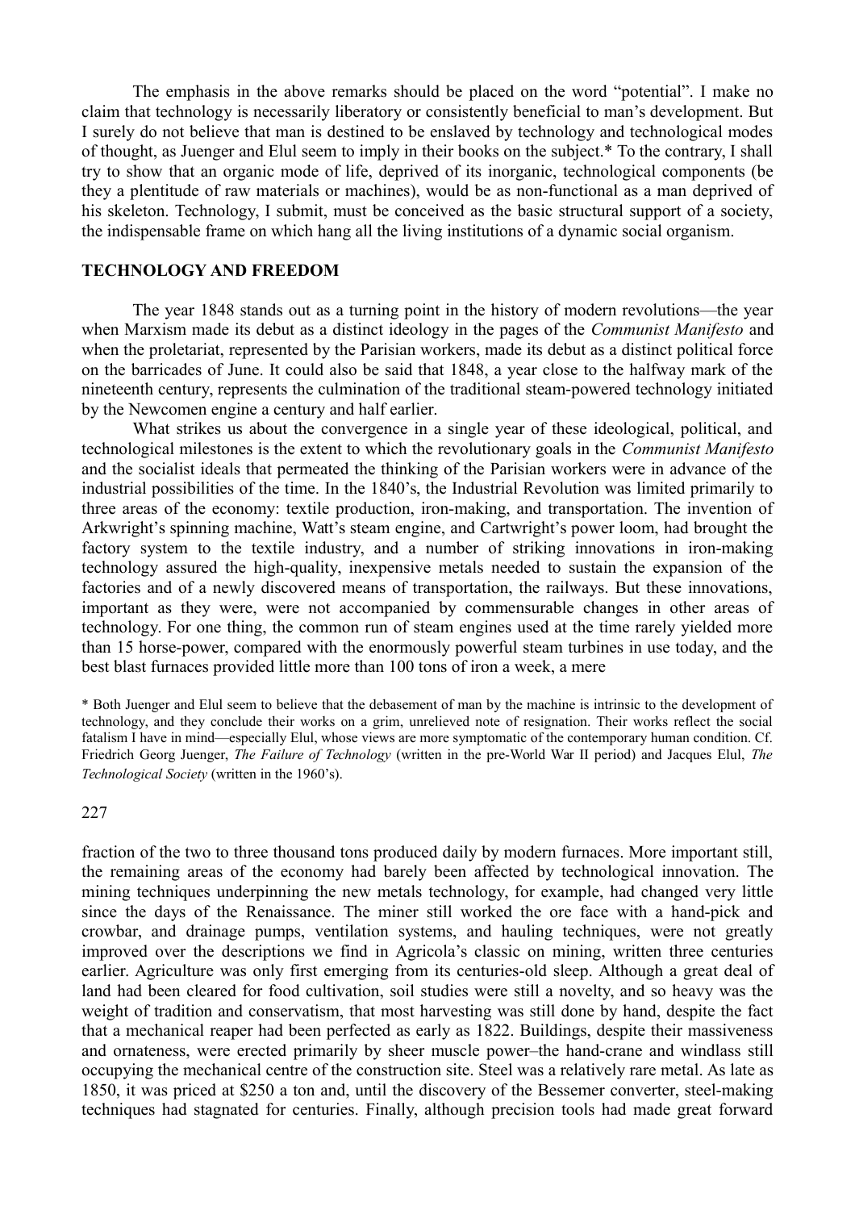The emphasis in the above remarks should be placed on the word "potential". I make no claim that technology is necessarily liberatory or consistently beneficial to man's development. But I surely do not believe that man is destined to be enslaved by technology and technological modes of thought, as Juenger and Elul seem to imply in their books on the subject.* To the contrary, I shall try to show that an organic mode of life, deprived of its inorganic, technological components (be they a plentitude of raw materials or machines), would be as non-functional as a man deprived of his skeleton. Technology, I submit, must be conceived as the basic structural support of a society, the indispensable frame on which hang all the living institutions of a dynamic social organism.

## TECHNOLOGY AND FREEDOM

The year 1848 stands out as a turning point in the history of modern revolutions—the year when Marxism made its debut as a distinct ideology in the pages of the *Communist Manifesto* and when the proletariat, represented by the Parisian workers, made its debut as a distinct political force on the barricades of June. It could also be said that 1848, a year close to the halfway mark of the nineteenth century, represents the culmination of the traditional steam-powered technology initiated by the Newcomen engine a century and half earlier.

What strikes us about the convergence in a single year of these ideological, political, and technological milestones is the extent to which the revolutionary goals in the *Communist Manifesto* and the socialist ideals that permeated the thinking of the Parisian workers were in advance of the industrial possibilities of the time. In the 1840's, the Industrial Revolution was limited primarily to three areas of the economy: textile production, iron-making, and transportation. The invention of Arkwright's spinning machine, Watt's steam engine, and Cartwright's power loom, had brought the factory system to the textile industry, and a number of striking innovations in iron-making technology assured the high-quality, inexpensive metals needed to sustain the expansion of the factories and of a newly discovered means of transportation, the railways. But these innovations, important as they were, were not accompanied by commensurable changes in other areas of technology. For one thing, the common run of steam engines used at the time rarely yielded more than 15 horse-power, compared with the enormously powerful steam turbines in use today, and the best blast furnaces provided little more than 100 tons of iron a week, a mere fraction of the two to three thousand tons produced daily by modern furnaces. More important still, the remaining areas of the economy had barely been affected by technological innovation. The mining techniques underpinning the new metals technology, for example, had changed very little since the days of the Renaissance. The miner still worked the ore face with a hand-pick and crowbar, and drainage pumps, ventilation systems, and hauling techniques, were not greatly improved over the descriptions we find in Agricola's classic on mining, written three centuries earlier. Agriculture was only first emerging from its centuries-old sleep. Although a great deal of land had been cleared for food cultivation, soil studies were still a novelty, and so heavy was the weight of tradition and conservatism, that most harvesting was still done by hand, despite the fact that a mechanical reaper had been perfected as early as 1822. Buildings, despite their massiveness and ornateness, were erected primarily by sheer muscle power–the hand-crane and windlass still occupying the mechanical centre of the construction site. Steel was a relatively rare metal. As late as 1850, it was priced at $250 a ton and, until the discovery of the Bessemer converter, steel-making techniques had stagnated for centuries. Finally, although precision tools had made great forward

* Both Juenger and Elul seem to believe that the debasement of man by the machine is intrinsic to the development of technology, and they conclude their works on a grim, unrelieved note of resignation. Their works reflect the social fatalism I have in mind—especially Elul, whose views are more symptomatic of the contemporary human condition. Cf. Friedrich Georg Juenger, *The Failure of Technology* (written in the pre-World War II period) and Jacques Elul, *The Technological Society* (written in the 1960's).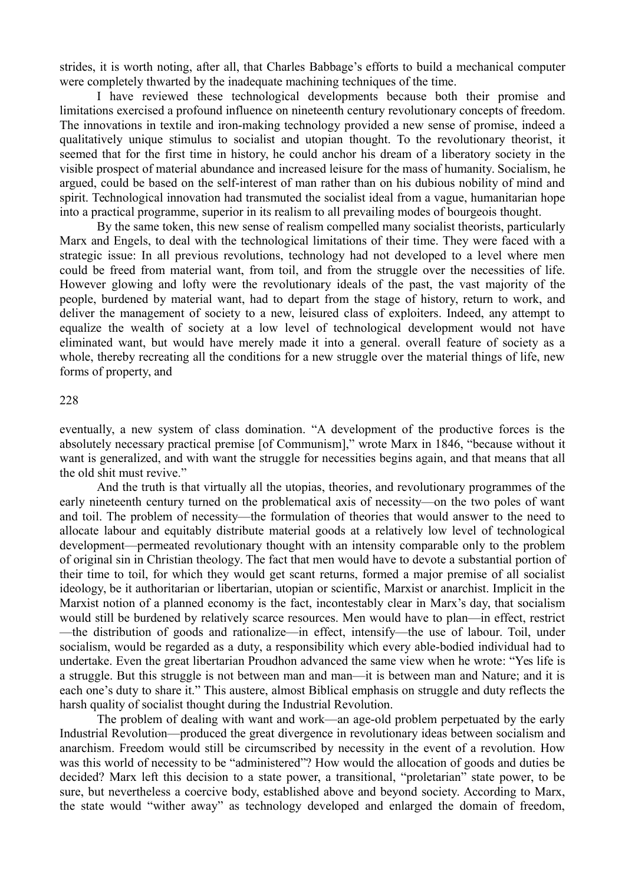strides, it is worth noting, after all, that Charles Babbage's efforts to build a mechanical computer were completely thwarted by the inadequate machining techniques of the time.

I have reviewed these technological developments because both their promise and limitations exercised a profound influence on nineteenth century revolutionary concepts of freedom. The innovations in textile and iron-making technology provided a new sense of promise, indeed a qualitatively unique stimulus to socialist and utopian thought. To the revolutionary theorist, it seemed that for the first time in history, he could anchor his dream of a liberatory society in the visible prospect of material abundance and increased leisure for the mass of humanity. Socialism, he argued, could be based on the self-interest of man rather than on his dubious nobility of mind and spirit. Technological innovation had transmuted the socialist ideal from a vague, humanitarian hope into a practical programme, superior in its realism to all prevailing modes of bourgeois thought.

By the same token, this new sense of realism compelled many socialist theorists, particularly Marx and Engels, to deal with the technological limitations of their time. They were faced with a strategic issue: In all previous revolutions, technology had not developed to a level where men could be freed from material want, from toil, and from the struggle over the necessities of life. However glowing and lofty were the revolutionary ideals of the past, the vast majority of the people, burdened by material want, had to depart from the stage of history, return to work, and deliver the management of society to a new, leisured class of exploiters. Indeed, any attempt to equalize the wealth of society at a low level of technological development would not have eliminated want, but would have merely made it into a general. overall feature of society as a whole, thereby recreating all the conditions for a new struggle over the material things of life, new forms of property, and eventually, a new system of class domination. "A development of the productive forces is the absolutely necessary practical premise [of Communism]," wrote Marx in 1846, "because without it want is generalized, and with want the struggle for necessities begins again, and that means that all the old shit must revive."

And the truth is that virtually all the utopias, theories, and revolutionary programmes of the early nineteenth century turned on the problematical axis of necessity—on the two poles of want and toil. The problem of necessity—the formulation of theories that would answer to the need to allocate labour and equitably distribute material goods at a relatively low level of technological development—permeated revolutionary thought with an intensity comparable only to the problem of original sin in Christian theology. The fact that men would have to devote a substantial portion of their time to toil, for which they would get scant returns, formed a major premise of all socialist ideology, be it authoritarian or libertarian, utopian or scientific, Marxist or anarchist. Implicit in the Marxist notion of a planned economy is the fact, incontestably clear in Marx's day, that socialism would still be burdened by relatively scarce resources. Men would have to plan—in effect, restrict—the distribution of goods and rationalize—in effect, intensify—the use of labour. Toil, under socialism, would be regarded as a duty, a responsibility which every able-bodied individual had to undertake. Even the great libertarian Proudhon advanced the same view when he wrote: "Yes life is a struggle. But this struggle is not between man and man—it is between man and Nature; and it is each one's duty to share it." This austere, almost Biblical emphasis on struggle and duty reflects the harsh quality of socialist thought during the Industrial Revolution.

The problem of dealing with want and work—an age-old problem perpetuated by the early Industrial Revolution—produced the great divergence in revolutionary ideas between socialism and anarchism. Freedom would still be circumscribed by necessity in the event of a revolution. How was this world of necessity to be "administered"? How would the allocation of goods and duties be decided? Marx left this decision to a state power, a transitional, "proletarian" state power, to be sure, but nevertheless a coercive body, established above and beyond society. According to Marx, the state would "wither away" as technology developed and enlarged the domain of freedom,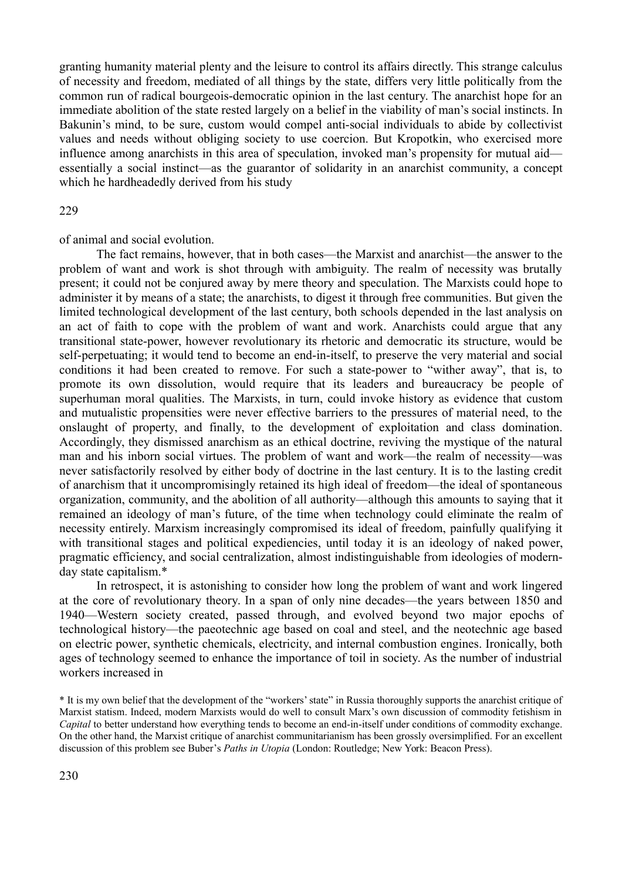granting humanity material plenty and the leisure to control its affairs directly. This strange calculus of necessity and freedom, mediated of all things by the state, differs very little politically from the common run of radical bourgeois-democratic opinion in the last century. The anarchist hope for an immediate abolition of the state rested largely on a belief in the viability of man's social instincts. In Bakunin's mind, to be sure, custom would compel anti-social individuals to abide by collectivist values and needs without obliging society to use coercion. But Kropotkin, who exercised more influence among anarchists in this area of speculation, invoked man's propensity for mutual aid—essentially a social instinct—as the guarantor of solidarity in an anarchist community, a concept which he hardheadedly derived from his study of animal and social evolution.

The fact remains, however, that in both cases—the Marxist and anarchist—the answer to the problem of want and work is shot through with ambiguity. The realm of necessity was brutally present; it could not be conjured away by mere theory and speculation. The Marxists could hope to administer it by means of a state; the anarchists, to digest it through free communities. But given the limited technological development of the last century, both schools depended in the last analysis on an act of faith to cope with the problem of want and work. Anarchists could argue that any transitional state-power, however revolutionary its rhetoric and democratic its structure, would be self-perpetuating; it would tend to become an end-in-itself, to preserve the very material and social conditions it had been created to remove. For such a state-power to "wither away", that is, to promote its own dissolution, would require that its leaders and bureaucracy be people of superhuman moral qualities. The Marxists, in turn, could invoke history as evidence that custom and mutualistic propensities were never effective barriers to the pressures of material need, to the onslaught of property, and finally, to the development of exploitation and class domination. Accordingly, they dismissed anarchism as an ethical doctrine, reviving the mystique of the natural man and his inborn social virtues. The problem of want and work—the realm of necessity—was never satisfactorily resolved by either body of doctrine in the last century. It is to the lasting credit of anarchism that it uncompromisingly retained its high ideal of freedom—the ideal of spontaneous organization, community, and the abolition of all authority—although this amounts to saying that it remained an ideology of man's future, of the time when technology could eliminate the realm of necessity entirely. Marxism increasingly compromised its ideal of freedom, painfully qualifying it with transitional stages and political expediencies, until today it is an ideology of naked power, pragmatic efficiency, and social centralization, almost indistinguishable from ideologies of modern-day state capitalism.*

In retrospect, it is astonishing to consider how long the problem of want and work lingered at the core of revolutionary theory. In a span of only nine decades—the years between 1850 and 1940—Western society created, passed through, and evolved beyond two major epochs of technological history—the paeotechnic age based on coal and steel, and the neotechnic age based on electric power, synthetic chemicals, electricity, and internal combustion engines. Ironically, both ages of technology seemed to enhance the importance of toil in society. As the number of industrial workers increased in

\* It is my own belief that the development of the "workers' state" in Russia thoroughly supports the anarchist critique of Marxist statism. Indeed, modern Marxists would do well to consult Marx's own discussion of commodity fetishism in *Capital* to better understand how everything tends to become an end-in-itself under conditions of commodity exchange. On the other hand, the Marxist critique of anarchist communitarianism has been grossly oversimplified. For an excellent discussion of this problem see Buber's *Paths in Utopia* (London: Routledge; New York: Beacon Press).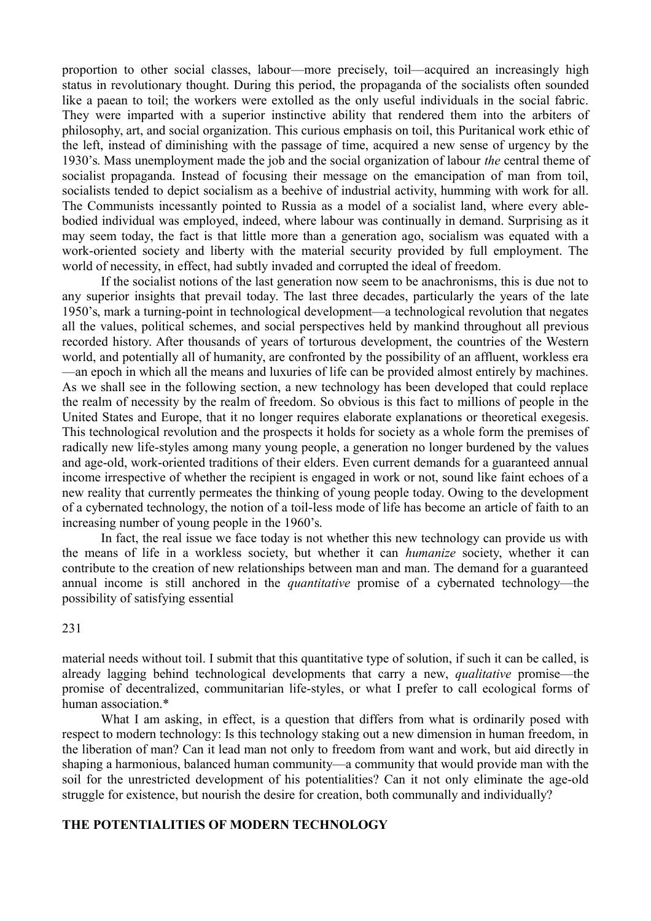proportion to other social classes, labour—more precisely, toil—acquired an increasingly high status in revolutionary thought. During this period, the propaganda of the socialists often sounded like a paean to toil; the workers were extolled as the only useful individuals in the social fabric. They were imparted with a superior instinctive ability that rendered them into the arbiters of philosophy, art, and social organization. This curious emphasis on toil, this Puritanical work ethic of the left, instead of diminishing with the passage of time, acquired a new sense of urgency by the 1930's. Mass unemployment made the job and the social organization of labour *the* central theme of socialist propaganda. Instead of focusing their message on the emancipation of man from toil, socialists tended to depict socialism as a beehive of industrial activity, humming with work for all. The Communists incessantly pointed to Russia as a model of a socialist land, where every able-bodied individual was employed, indeed, where labour was continually in demand. Surprising as it may seem today, the fact is that little more than a generation ago, socialism was equated with a work-oriented society and liberty with the material security provided by full employment. The world of necessity, in effect, had subtly invaded and corrupted the ideal of freedom.

If the socialist notions of the last generation now seem to be anachronisms, this is due not to any superior insights that prevail today. The last three decades, particularly the years of the late 1950's, mark a turning-point in technological development—a technological revolution that negates all the values, political schemes, and social perspectives held by mankind throughout all previous recorded history. After thousands of years of torturous development, the countries of the Western world, and potentially all of humanity, are confronted by the possibility of an affluent, workless era—an epoch in which all the means and luxuries of life can be provided almost entirely by machines. As we shall see in the following section, a new technology has been developed that could replace the realm of necessity by the realm of freedom. So obvious is this fact to millions of people in the United States and Europe, that it no longer requires elaborate explanations or theoretical exegesis. This technological revolution and the prospects it holds for society as a whole form the premises of radically new life-styles among many young people, a generation no longer burdened by the values and age-old, work-oriented traditions of their elders. Even current demands for a guaranteed annual income irrespective of whether the recipient is engaged in work or not, sound like faint echoes of a new reality that currently permeates the thinking of young people today. Owing to the development of a cybernated technology, the notion of a toil-less mode of life has become an article of faith to an increasing number of young people in the 1960's.

In fact, the real issue we face today is not whether this new technology can provide us with the means of life in a workless society, but whether it can *humanize* society, whether it can contribute to the creation of new relationships between man and man. The demand for a guaranteed annual income is still anchored in the *quantitative* promise of a cybernated technology—the possibility of satisfying essential material needs without toil. I submit that this quantitative type of solution, if such it can be called, is already lagging behind technological developments that carry a new, *qualitative* promise—the promise of decentralized, communitarian life-styles, or what I prefer to call ecological forms of human association.*

What I am asking, in effect, is a question that differs from what is ordinarily posed with respect to modern technology: Is this technology staking out a new dimension in human freedom, in the liberation of man? Can it lead man not only to freedom from want and work, but aid directly in shaping a harmonious, balanced human community—a community that would provide man with the soil for the unrestricted development of his potentialities? Can it not only eliminate the age-old struggle for existence, but nourish the desire for creation, both communally and individually?

## THE POTENTIALITIES OF MODERN TECHNOLOGY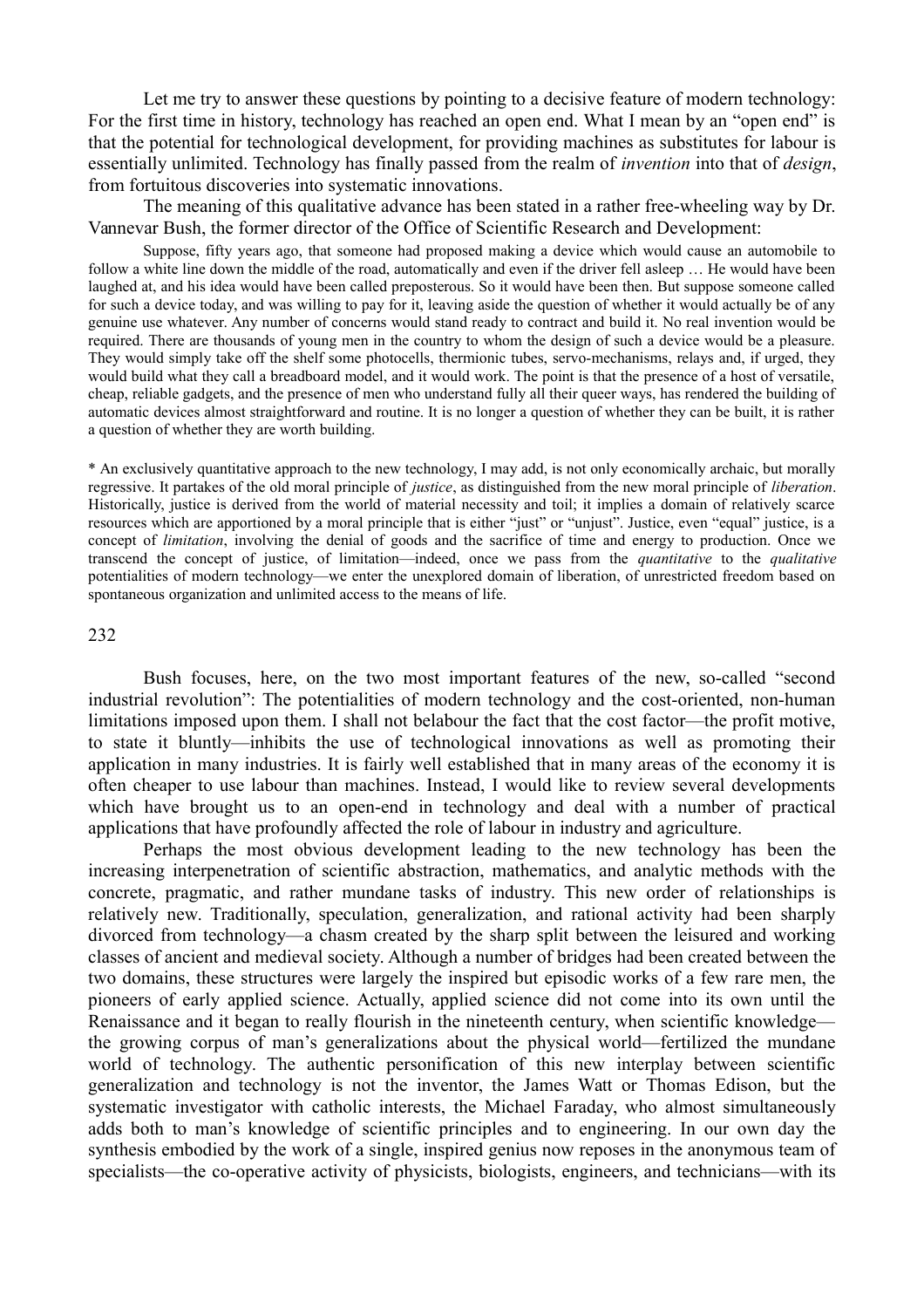Let me try to answer these questions by pointing to a decisive feature of modern technology: For the first time in history, technology has reached an open end. What I mean by an "open end" is that the potential for technological development, for providing machines as substitutes for labour is essentially unlimited. Technology has finally passed from the realm of *invention* into that of *design*, from fortuitous discoveries into systematic innovations.

The meaning of this qualitative advance has been stated in a rather free-wheeling way by Dr. Vannevar Bush, the former director of the Office of Scientific Research and Development:

> Suppose, fifty years ago, that someone had proposed making a device which would cause an automobile to follow a white line down the middle of the road, automatically and even if the driver fell asleep … He would have been laughed at, and his idea would have been called preposterous. So it would have been then. But suppose someone called for such a device today, and was willing to pay for it, leaving aside the question of whether it would actually be of any genuine use whatever. Any number of concerns would stand ready to contract and build it. No real invention would be required. There are thousands of young men in the country to whom the design of such a device would be a pleasure. They would simply take off the shelf some photocells, thermionic tubes, servo-mechanisms, relays and, if urged, they would build what they call a breadboard model, and it would work. The point is that the presence of a host of versatile, cheap, reliable gadgets, and the presence of men who understand fully all their queer ways, has rendered the building of automatic devices almost straightforward and routine. It is no longer a question of whether they can be built, it is rather a question of whether they are worth building.

\* An exclusively quantitative approach to the new technology, I may add, is not only economically archaic, but morally regressive. It partakes of the old moral principle of *justice*, as distinguished from the new moral principle of *liberation*. Historically, justice is derived from the world of material necessity and toil; it implies a domain of relatively scarce resources which are apportioned by a moral principle that is either "just" or "unjust". Justice, even "equal" justice, is a concept of *limitation*, involving the denial of goods and the sacrifice of time and energy to production. Once we transcend the concept of justice, of limitation—indeed, once we pass from the *quantitative* to the *qualitative* potentialities of modern technology—we enter the unexplored domain of liberation, of unrestricted freedom based on spontaneous organization and unlimited access to the means of life.

Bush focuses, here, on the two most important features of the new, so-called "second industrial revolution": The potentialities of modern technology and the cost-oriented, non-human limitations imposed upon them. I shall not belabour the fact that the cost factor—the profit motive, to state it bluntly—inhibits the use of technological innovations as well as promoting their application in many industries. It is fairly well established that in many areas of the economy it is often cheaper to use labour than machines. Instead, I would like to review several developments which have brought us to an open-end in technology and deal with a number of practical applications that have profoundly affected the role of labour in industry and agriculture.

Perhaps the most obvious development leading to the new technology has been the increasing interpenetration of scientific abstraction, mathematics, and analytic methods with the concrete, pragmatic, and rather mundane tasks of industry. This new order of relationships is relatively new. Traditionally, speculation, generalization, and rational activity had been sharply divorced from technology—a chasm created by the sharp split between the leisured and working classes of ancient and medieval society. Although a number of bridges had been created between the two domains, these structures were largely the inspired but episodic works of a few rare men, the pioneers of early applied science. Actually, applied science did not come into its own until the Renaissance and it began to really flourish in the nineteenth century, when scientific knowledge—the growing corpus of man's generalizations about the physical world—fertilized the mundane world of technology. The authentic personification of this new interplay between scientific generalization and technology is not the inventor, the James Watt or Thomas Edison, but the systematic investigator with catholic interests, the Michael Faraday, who almost simultaneously adds both to man's knowledge of scientific principles and to engineering. In our own day the synthesis embodied by the work of a single, inspired genius now reposes in the anonymous team of specialists—the co-operative activity of physicists, biologists, engineers, and technicians—with its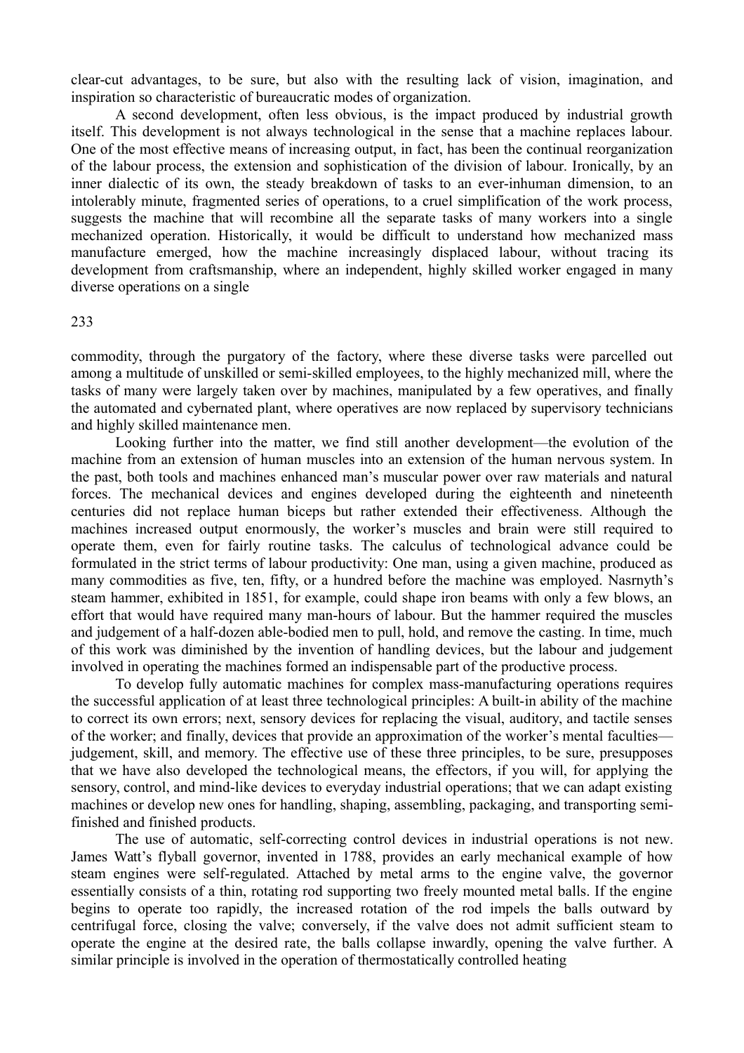clear-cut advantages, to be sure, but also with the resulting lack of vision, imagination, and inspiration so characteristic of bureaucratic modes of organization.

A second development, often less obvious, is the impact produced by industrial growth itself. This development is not always technological in the sense that a machine replaces labour. One of the most effective means of increasing output, in fact, has been the continual reorganization of the labour process, the extension and sophistication of the division of labour. Ironically, by an inner dialectic of its own, the steady breakdown of tasks to an ever-inhuman dimension, to an intolerably minute, fragmented series of operations, to a cruel simplification of the work process, suggests the machine that will recombine all the separate tasks of many workers into a single mechanized operation. Historically, it would be difficult to understand how mechanized mass manufacture emerged, how the machine increasingly displaced labour, without tracing its development from craftsmanship, where an independent, highly skilled worker engaged in many diverse operations on a single commodity, through the purgatory of the factory, where these diverse tasks were parcelled out among a multitude of unskilled or semi-skilled employees, to the highly mechanized mill, where the tasks of many were largely taken over by machines, manipulated by a few operatives, and finally the automated and cybernated plant, where operatives are now replaced by supervisory technicians and highly skilled maintenance men.

Looking further into the matter, we find still another development—the evolution of the machine from an extension of human muscles into an extension of the human nervous system. In the past, both tools and machines enhanced man's muscular power over raw materials and natural forces. The mechanical devices and engines developed during the eighteenth and nineteenth centuries did not replace human biceps but rather extended their effectiveness. Although the machines increased output enormously, the worker's muscles and brain were still required to operate them, even for fairly routine tasks. The calculus of technological advance could be formulated in the strict terms of labour productivity: One man, using a given machine, produced as many commodities as five, ten, fifty, or a hundred before the machine was employed. Nasrnyth's steam hammer, exhibited in 1851, for example, could shape iron beams with only a few blows, an effort that would have required many man-hours of labour. But the hammer required the muscles and judgement of a half-dozen able-bodied men to pull, hold, and remove the casting. In time, much of this work was diminished by the invention of handling devices, but the labour and judgement involved in operating the machines formed an indispensable part of the productive process.

To develop fully automatic machines for complex mass-manufacturing operations requires the successful application of at least three technological principles: A built-in ability of the machine to correct its own errors; next, sensory devices for replacing the visual, auditory, and tactile senses of the worker; and finally, devices that provide an approximation of the worker's mental faculties—judgement, skill, and memory. The effective use of these three principles, to be sure, presupposes that we have also developed the technological means, the effectors, if you will, for applying the sensory, control, and mind-like devices to everyday industrial operations; that we can adapt existing machines or develop new ones for handling, shaping, assembling, packaging, and transporting semi-finished and finished products.

The use of automatic, self-correcting control devices in industrial operations is not new. James Watt's flyball governor, invented in 1788, provides an early mechanical example of how steam engines were self-regulated. Attached by metal arms to the engine valve, the governor essentially consists of a thin, rotating rod supporting two freely mounted metal balls. If the engine begins to operate too rapidly, the increased rotation of the rod impels the balls outward by centrifugal force, closing the valve; conversely, if the valve does not admit sufficient steam to operate the engine at the desired rate, the balls collapse inwardly, opening the valve further. A similar principle is involved in the operation of thermostatically controlled heating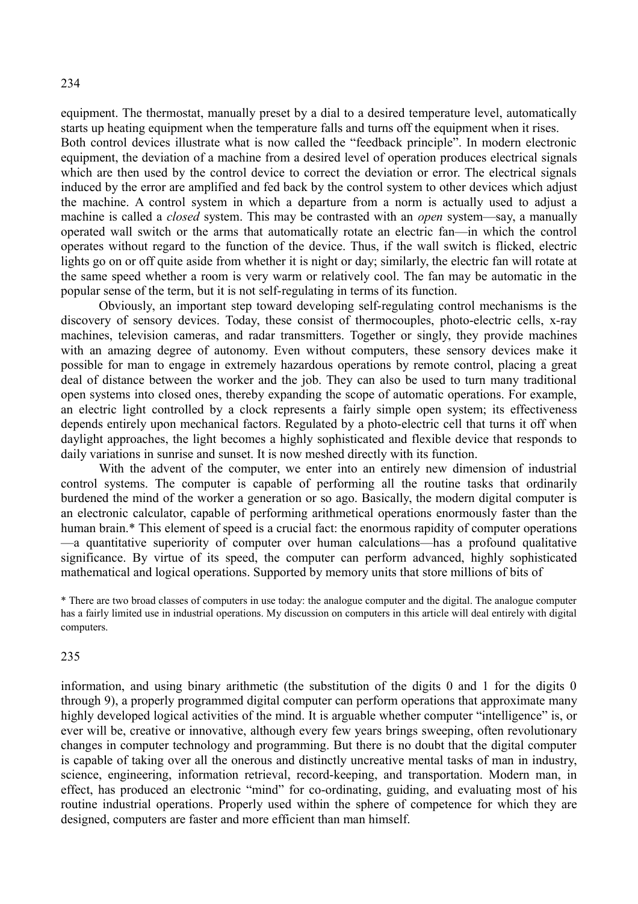equipment. The thermostat, manually preset by a dial to a desired temperature level, automatically starts up heating equipment when the temperature falls and turns off the equipment when it rises. Both control devices illustrate what is now called the "feedback principle". In modern electronic equipment, the deviation of a machine from a desired level of operation produces electrical signals which are then used by the control device to correct the deviation or error. The electrical signals induced by the error are amplified and fed back by the control system to other devices which adjust the machine. A control system in which a departure from a norm is actually used to adjust a machine is called a *closed* system. This may be contrasted with an *open* system—say, a manually operated wall switch or the arms that automatically rotate an electric fan—in which the control operates without regard to the function of the device. Thus, if the wall switch is flicked, electric lights go on or off quite aside from whether it is night or day; similarly, the electric fan will rotate at the same speed whether a room is very warm or relatively cool. The fan may be automatic in the popular sense of the term, but it is not self-regulating in terms of its function.

Obviously, an important step toward developing self-regulating control mechanisms is the discovery of sensory devices. Today, these consist of thermocouples, photo-electric cells, x-ray machines, television cameras, and radar transmitters. Together or singly, they provide machines with an amazing degree of autonomy. Even without computers, these sensory devices make it possible for man to engage in extremely hazardous operations by remote control, placing a great deal of distance between the worker and the job. They can also be used to turn many traditional open systems into closed ones, thereby expanding the scope of automatic operations. For example, an electric light controlled by a clock represents a fairly simple open system; its effectiveness depends entirely upon mechanical factors. Regulated by a photo-electric cell that turns it off when daylight approaches, the light becomes a highly sophisticated and flexible device that responds to daily variations in sunrise and sunset. It is now meshed directly with its function.

With the advent of the computer, we enter into an entirely new dimension of industrial control systems. The computer is capable of performing all the routine tasks that ordinarily burdened the mind of the worker a generation or so ago. Basically, the modern digital computer is an electronic calculator, capable of performing arithmetical operations enormously faster than the human brain.* This element of speed is a crucial fact: the enormous rapidity of computer operations—a quantitative superiority of computer over human calculations—has a profound qualitative significance. By virtue of its speed, the computer can perform advanced, highly sophisticated mathematical and logical operations. Supported by memory units that store millions of bits of information, and using binary arithmetic (the substitution of the digits 0 and 1 for the digits 0 through 9), a properly programmed digital computer can perform operations that approximate many highly developed logical activities of the mind. It is arguable whether computer "intelligence" is, or ever will be, creative or innovative, although every few years brings sweeping, often revolutionary changes in computer technology and programming. But there is no doubt that the digital computer is capable of taking over all the onerous and distinctly uncreative mental tasks of man in industry, science, engineering, information retrieval, record-keeping, and transportation. Modern man, in effect, has produced an electronic "mind" for co-ordinating, guiding, and evaluating most of his routine industrial operations. Properly used within the sphere of competence for which they are designed, computers are faster and more efficient than man himself.

* There are two broad classes of computers in use today: the analogue computer and the digital. The analogue computer has a fairly limited use in industrial operations. My discussion on computers in this article will deal entirely with digital computers.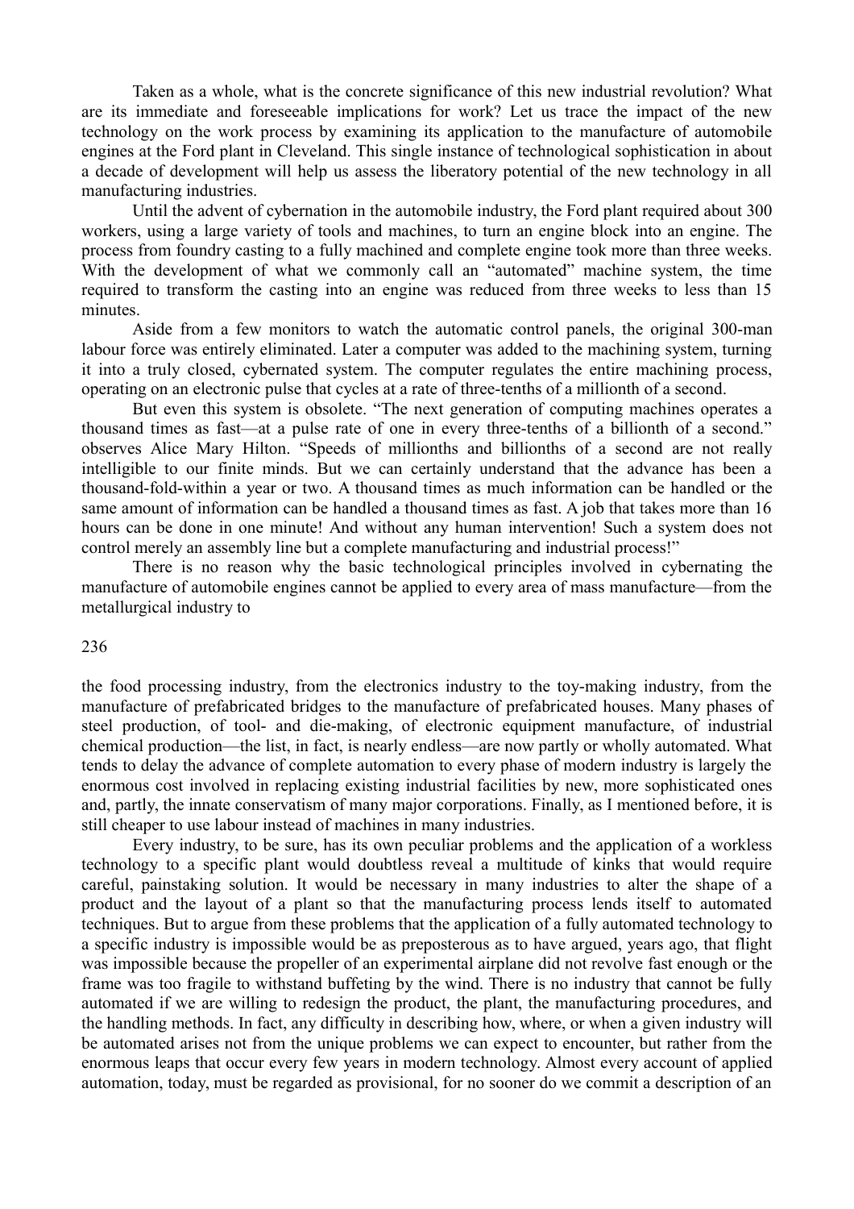Taken as a whole, what is the concrete significance of this new industrial revolution? What are its immediate and foreseeable implications for work? Let us trace the impact of the new technology on the work process by examining its application to the manufacture of automobile engines at the Ford plant in Cleveland. This single instance of technological sophistication in about a decade of development will help us assess the liberatory potential of the new technology in all manufacturing industries.

Until the advent of cybernation in the automobile industry, the Ford plant required about 300 workers, using a large variety of tools and machines, to turn an engine block into an engine. The process from foundry casting to a fully machined and complete engine took more than three weeks. With the development of what we commonly call an "automated" machine system, the time required to transform the casting into an engine was reduced from three weeks to less than 15 minutes.

Aside from a few monitors to watch the automatic control panels, the original 300-man labour force was entirely eliminated. Later a computer was added to the machining system, turning it into a truly closed, cybernated system. The computer regulates the entire machining process, operating on an electronic pulse that cycles at a rate of three-tenths of a millionth of a second.

But even this system is obsolete. "The next generation of computing machines operates a thousand times as fast—at a pulse rate of one in every three-tenths of a billionth of a second." observes Alice Mary Hilton. "Speeds of millionths and billionths of a second are not really intelligible to our finite minds. But we can certainly understand that the advance has been a thousand-fold-within a year or two. A thousand times as much information can be handled or the same amount of information can be handled a thousand times as fast. A job that takes more than 16 hours can be done in one minute! And without any human intervention! Such a system does not control merely an assembly line but a complete manufacturing and industrial process!"

There is no reason why the basic technological principles involved in cybernating the manufacture of automobile engines cannot be applied to every area of mass manufacture—from the metallurgical industry to the food processing industry, from the electronics industry to the toy-making industry, from the manufacture of prefabricated bridges to the manufacture of prefabricated houses. Many phases of steel production, of tool- and die-making, of electronic equipment manufacture, of industrial chemical production—the list, in fact, is nearly endless—are now partly or wholly automated. What tends to delay the advance of complete automation to every phase of modern industry is largely the enormous cost involved in replacing existing industrial facilities by new, more sophisticated ones and, partly, the innate conservatism of many major corporations. Finally, as I mentioned before, it is still cheaper to use labour instead of machines in many industries.

Every industry, to be sure, has its own peculiar problems and the application of a workless technology to a specific plant would doubtless reveal a multitude of kinks that would require careful, painstaking solution. It would be necessary in many industries to alter the shape of a product and the layout of a plant so that the manufacturing process lends itself to automated techniques. But to argue from these problems that the application of a fully automated technology to a specific industry is impossible would be as preposterous as to have argued, years ago, that flight was impossible because the propeller of an experimental airplane did not revolve fast enough or the frame was too fragile to withstand buffeting by the wind. There is no industry that cannot be fully automated if we are willing to redesign the product, the plant, the manufacturing procedures, and the handling methods. In fact, any difficulty in describing how, where, or when a given industry will be automated arises not from the unique problems we can expect to encounter, but rather from the enormous leaps that occur every few years in modern technology. Almost every account of applied automation, today, must be regarded as provisional, for no sooner do we commit a description of an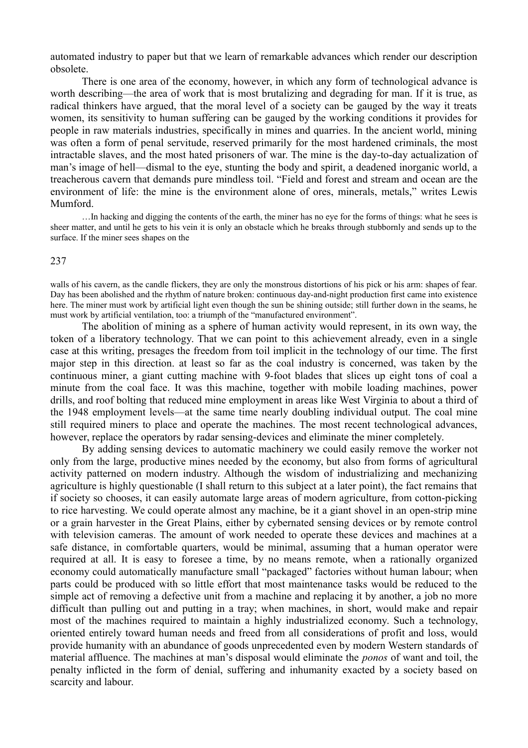automated industry to paper but that we learn of remarkable advances which render our description obsolete.

There is one area of the economy, however, in which any form of technological advance is worth describing—the area of work that is most brutalizing and degrading for man. If it is true, as radical thinkers have argued, that the moral level of a society can be gauged by the way it treats women, its sensitivity to human suffering can be gauged by the working conditions it provides for people in raw materials industries, specifically in mines and quarries. In the ancient world, mining was often a form of penal servitude, reserved primarily for the most hardened criminals, the most intractable slaves, and the most hated prisoners of war. The mine is the day-to-day actualization of man's image of hell—dismal to the eye, stunting the body and spirit, a deadened inorganic world, a treacherous cavern that demands pure mindless toil. "Field and forest and stream and ocean are the environment of life: the mine is the environment alone of ores, minerals, metals," writes Lewis Mumford.

> …In hacking and digging the contents of the earth, the miner has no eye for the forms of things: what he sees is sheer matter, and until he gets to his vein it is only an obstacle which he breaks through stubbornly and sends up to the surface. If the miner sees shapes on the walls of his cavern, as the candle flickers, they are only the monstrous distortions of his pick or his arm: shapes of fear. Day has been abolished and the rhythm of nature broken: continuous day-and-night production first came into existence here. The miner must work by artificial light even though the sun be shining outside; still further down in the seams, he must work by artificial ventilation, too: a triumph of the "manufactured environment".

The abolition of mining as a sphere of human activity would represent, in its own way, the token of a liberatory technology. That we can point to this achievement already, even in a single case at this writing, presages the freedom from toil implicit in the technology of our time. The first major step in this direction. at least so far as the coal industry is concerned, was taken by the continuous miner, a giant cutting machine with 9-foot blades that slices up eight tons of coal a minute from the coal face. It was this machine, together with mobile loading machines, power drills, and roof bolting that reduced mine employment in areas like West Virginia to about a third of the 1948 employment levels—at the same time nearly doubling individual output. The coal mine still required miners to place and operate the machines. The most recent technological advances, however, replace the operators by radar sensing-devices and eliminate the miner completely.

By adding sensing devices to automatic machinery we could easily remove the worker not only from the large, productive mines needed by the economy, but also from forms of agricultural activity patterned on modern industry. Although the wisdom of industrializing and mechanizing agriculture is highly questionable (I shall return to this subject at a later point), the fact remains that if society so chooses, it can easily automate large areas of modern agriculture, from cotton-picking to rice harvesting. We could operate almost any machine, be it a giant shovel in an open-strip mine or a grain harvester in the Great Plains, either by cybernated sensing devices or by remote control with television cameras. The amount of work needed to operate these devices and machines at a safe distance, in comfortable quarters, would be minimal, assuming that a human operator were required at all. It is easy to foresee a time, by no means remote, when a rationally organized economy could automatically manufacture small "packaged" factories without human labour; when parts could be produced with so little effort that most maintenance tasks would be reduced to the simple act of removing a defective unit from a machine and replacing it by another, a job no more difficult than pulling out and putting in a tray; when machines, in short, would make and repair most of the machines required to maintain a highly industrialized economy. Such a technology, oriented entirely toward human needs and freed from all considerations of profit and loss, would provide humanity with an abundance of goods unprecedented even by modern Western standards of material affluence. The machines at man's disposal would eliminate the *ponos* of want and toil, the penalty inflicted in the form of denial, suffering and inhumanity exacted by a society based on scarcity and labour.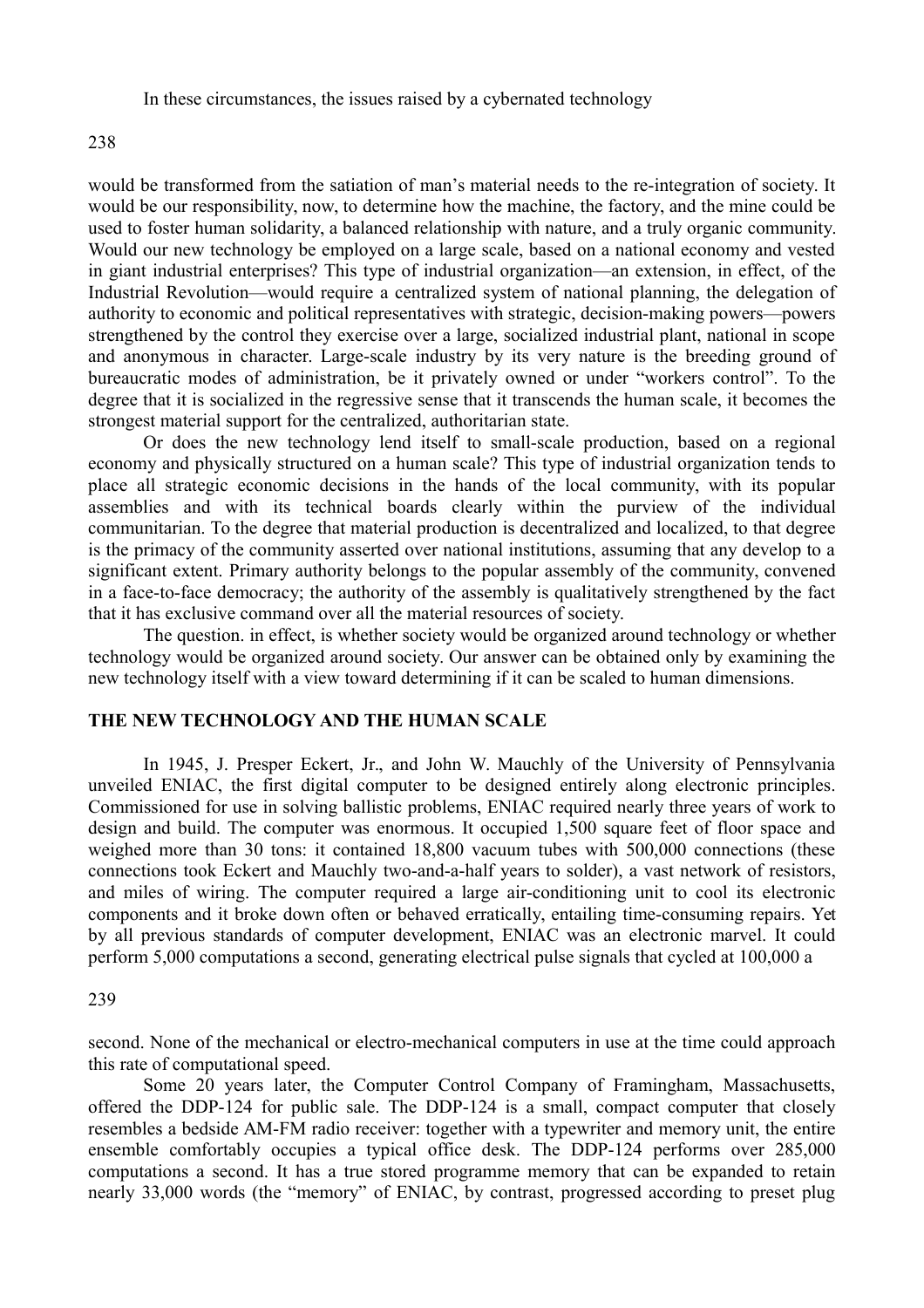In these circumstances, the issues raised by a cybernated technology would be transformed from the satiation of man's material needs to the re-integration of society. It would be our responsibility, now, to determine how the machine, the factory, and the mine could be used to foster human solidarity, a balanced relationship with nature, and a truly organic community. Would our new technology be employed on a large scale, based on a national economy and vested in giant industrial enterprises? This type of industrial organization—an extension, in effect, of the Industrial Revolution—would require a centralized system of national planning, the delegation of authority to economic and political representatives with strategic, decision-making powers—powers strengthened by the control they exercise over a large, socialized industrial plant, national in scope and anonymous in character. Large-scale industry by its very nature is the breeding ground of bureaucratic modes of administration, be it privately owned or under "workers control". To the degree that it is socialized in the regressive sense that it transcends the human scale, it becomes the strongest material support for the centralized, authoritarian state.

Or does the new technology lend itself to small-scale production, based on a regional economy and physically structured on a human scale? This type of industrial organization tends to place all strategic economic decisions in the hands of the local community, with its popular assemblies and with its technical boards clearly within the purview of the individual communitarian. To the degree that material production is decentralized and localized, to that degree is the primacy of the community asserted over national institutions, assuming that any develop to a significant extent. Primary authority belongs to the popular assembly of the community, convened in a face-to-face democracy; the authority of the assembly is qualitatively strengthened by the fact that it has exclusive command over all the material resources of society.

The question. in effect, is whether society would be organized around technology or whether technology would be organized around society. Our answer can be obtained only by examining the new technology itself with a view toward determining if it can be scaled to human dimensions.

## THE NEW TECHNOLOGY AND THE HUMAN SCALE

In 1945, J. Presper Eckert, Jr., and John W. Mauchly of the University of Pennsylvania unveiled ENIAC, the first digital computer to be designed entirely along electronic principles. Commissioned for use in solving ballistic problems, ENIAC required nearly three years of work to design and build. The computer was enormous. It occupied 1,500 square feet of floor space and weighed more than 30 tons: it contained 18,800 vacuum tubes with 500,000 connections (these connections took Eckert and Mauchly two-and-a-half years to solder), a vast network of resistors, and miles of wiring. The computer required a large air-conditioning unit to cool its electronic components and it broke down often or behaved erratically, entailing time-consuming repairs. Yet by all previous standards of computer development, ENIAC was an electronic marvel. It could perform 5,000 computations a second, generating electrical pulse signals that cycled at 100,000 a second. None of the mechanical or electro-mechanical computers in use at the time could approach this rate of computational speed.

Some 20 years later, the Computer Control Company of Framingham, Massachusetts, offered the DDP-124 for public sale. The DDP-124 is a small, compact computer that closely resembles a bedside AM-FM radio receiver: together with a typewriter and memory unit, the entire ensemble comfortably occupies a typical office desk. The DDP-124 performs over 285,000 computations a second. It has a true stored programme memory that can be expanded to retain nearly 33,000 words (the "memory" of ENIAC, by contrast, progressed according to preset plug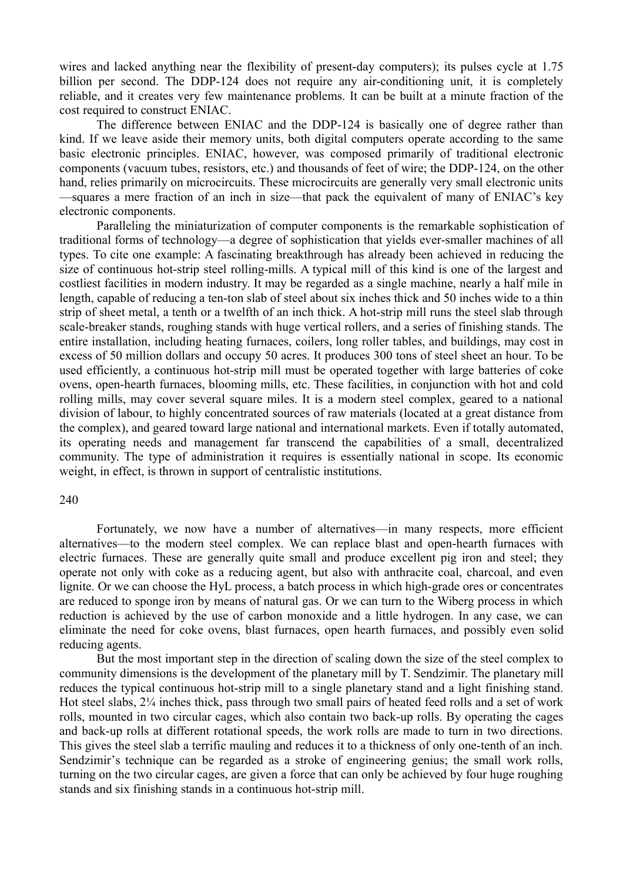wires and lacked anything near the flexibility of present-day computers); its pulses cycle at 1.75 billion per second. The DDP-124 does not require any air-conditioning unit, it is completely reliable, and it creates very few maintenance problems. It can be built at a minute fraction of the cost required to construct ENIAC.

The difference between ENIAC and the DDP-124 is basically one of degree rather than kind. If we leave aside their memory units, both digital computers operate according to the same basic electronic principles. ENIAC, however, was composed primarily of traditional electronic components (vacuum tubes, resistors, etc.) and thousands of feet of wire; the DDP-124, on the other hand, relies primarily on microcircuits. These microcircuits are generally very small electronic units —squares a mere fraction of an inch in size—that pack the equivalent of many of ENIAC's key electronic components.

Paralleling the miniaturization of computer components is the remarkable sophistication of traditional forms of technology—a degree of sophistication that yields ever-smaller machines of all types. To cite one example: A fascinating breakthrough has already been achieved in reducing the size of continuous hot-strip steel rolling-mills. A typical mill of this kind is one of the largest and costliest facilities in modern industry. It may be regarded as a single machine, nearly a half mile in length, capable of reducing a ten-ton slab of steel about six inches thick and 50 inches wide to a thin strip of sheet metal, a tenth or a twelfth of an inch thick. A hot-strip mill runs the steel slab through scale-breaker stands, roughing stands with huge vertical rollers, and a series of finishing stands. The entire installation, including heating furnaces, coilers, long roller tables, and buildings, may cost in excess of 50 million dollars and occupy 50 acres. It produces 300 tons of steel sheet an hour. To be used efficiently, a continuous hot-strip mill must be operated together with large batteries of coke ovens, open-hearth furnaces, blooming mills, etc. These facilities, in conjunction with hot and cold rolling mills, may cover several square miles. It is a modern steel complex, geared to a national division of labour, to highly concentrated sources of raw materials (located at a great distance from the complex), and geared toward large national and international markets. Even if totally automated, its operating needs and management far transcend the capabilities of a small, decentralized community. The type of administration it requires is essentially national in scope. Its economic weight, in effect, is thrown in support of centralistic institutions.

Fortunately, we now have a number of alternatives—in many respects, more efficient alternatives—to the modern steel complex. We can replace blast and open-hearth furnaces with electric furnaces. These are generally quite small and produce excellent pig iron and steel; they operate not only with coke as a reducing agent, but also with anthracite coal, charcoal, and even lignite. Or we can choose the HyL process, a batch process in which high-grade ores or concentrates are reduced to sponge iron by means of natural gas. Or we can turn to the Wiberg process in which reduction is achieved by the use of carbon monoxide and a little hydrogen. In any case, we can eliminate the need for coke ovens, blast furnaces, open hearth furnaces, and possibly even solid reducing agents.

But the most important step in the direction of scaling down the size of the steel complex to community dimensions is the development of the planetary mill by T. Sendzimir. The planetary mill reduces the typical continuous hot-strip mill to a single planetary stand and a light finishing stand. Hot steel slabs, 2¼ inches thick, pass through two small pairs of heated feed rolls and a set of work rolls, mounted in two circular cages, which also contain two back-up rolls. By operating the cages and back-up rolls at different rotational speeds, the work rolls are made to turn in two directions. This gives the steel slab a terrific mauling and reduces it to a thickness of only one-tenth of an inch. Sendzimir's technique can be regarded as a stroke of engineering genius; the small work rolls, turning on the two circular cages, are given a force that can only be achieved by four huge roughing stands and six finishing stands in a continuous hot-strip mill.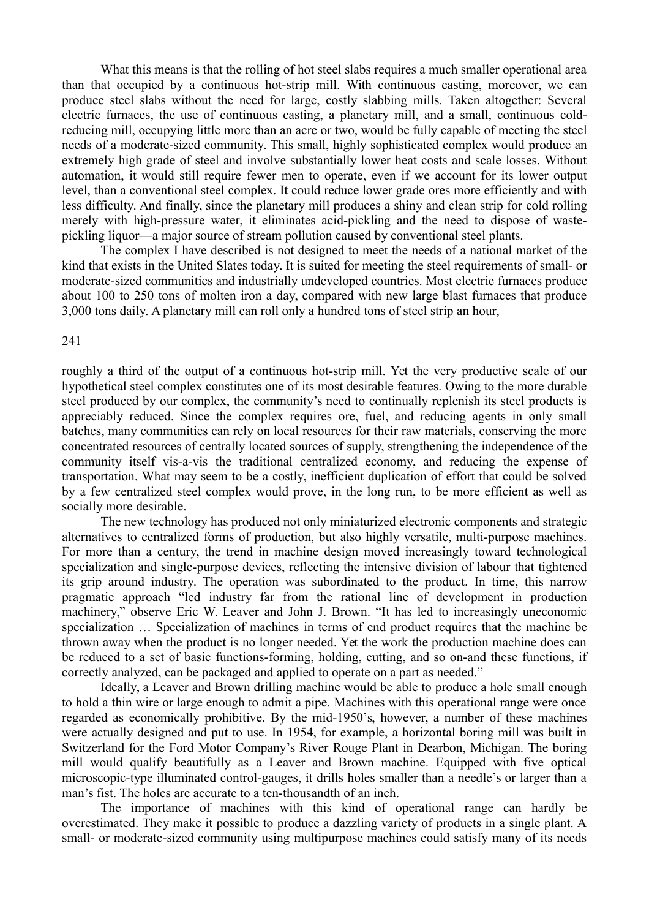What this means is that the rolling of hot steel slabs requires a much smaller operational area than that occupied by a continuous hot-strip mill. With continuous casting, moreover, we can produce steel slabs without the need for large, costly slabbing mills. Taken altogether: Several electric furnaces, the use of continuous casting, a planetary mill, and a small, continuous cold-reducing mill, occupying little more than an acre or two, would be fully capable of meeting the steel needs of a moderate-sized community. This small, highly sophisticated complex would produce an extremely high grade of steel and involve substantially lower heat costs and scale losses. Without automation, it would still require fewer men to operate, even if we account for its lower output level, than a conventional steel complex. It could reduce lower grade ores more efficiently and with less difficulty. And finally, since the planetary mill produces a shiny and clean strip for cold rolling merely with high-pressure water, it eliminates acid-pickling and the need to dispose of waste-pickling liquor—a major source of stream pollution caused by conventional steel plants.

The complex I have described is not designed to meet the needs of a national market of the kind that exists in the United Slates today. It is suited for meeting the steel requirements of small- or moderate-sized communities and industrially undeveloped countries. Most electric furnaces produce about 100 to 250 tons of molten iron a day, compared with new large blast furnaces that produce 3,000 tons daily. A planetary mill can roll only a hundred tons of steel strip an hour, roughly a third of the output of a continuous hot-strip mill. Yet the very productive scale of our hypothetical steel complex constitutes one of its most desirable features. Owing to the more durable steel produced by our complex, the community's need to continually replenish its steel products is appreciably reduced. Since the complex requires ore, fuel, and reducing agents in only small batches, many communities can rely on local resources for their raw materials, conserving the more concentrated resources of centrally located sources of supply, strengthening the independence of the community itself vis-a-vis the traditional centralized economy, and reducing the expense of transportation. What may seem to be a costly, inefficient duplication of effort that could be solved by a few centralized steel complex would prove, in the long run, to be more efficient as well as socially more desirable.

The new technology has produced not only miniaturized electronic components and strategic alternatives to centralized forms of production, but also highly versatile, multi-purpose machines. For more than a century, the trend in machine design moved increasingly toward technological specialization and single-purpose devices, reflecting the intensive division of labour that tightened its grip around industry. The operation was subordinated to the product. In time, this narrow pragmatic approach "led industry far from the rational line of development in production machinery," observe Eric W. Leaver and John J. Brown. "It has led to increasingly uneconomic specialization … Specialization of machines in terms of end product requires that the machine be thrown away when the product is no longer needed. Yet the work the production machine does can be reduced to a set of basic functions-forming, holding, cutting, and so on-and these functions, if correctly analyzed, can be packaged and applied to operate on a part as needed."

Ideally, a Leaver and Brown drilling machine would be able to produce a hole small enough to hold a thin wire or large enough to admit a pipe. Machines with this operational range were once regarded as economically prohibitive. By the mid-1950's, however, a number of these machines were actually designed and put to use. In 1954, for example, a horizontal boring mill was built in Switzerland for the Ford Motor Company's River Rouge Plant in Dearbon, Michigan. The boring mill would qualify beautifully as a Leaver and Brown machine. Equipped with five optical microscopic-type illuminated control-gauges, it drills holes smaller than a needle's or larger than a man's fist. The holes are accurate to a ten-thousandth of an inch.

The importance of machines with this kind of operational range can hardly be overestimated. They make it possible to produce a dazzling variety of products in a single plant. A small- or moderate-sized community using multipurpose machines could satisfy many of its needs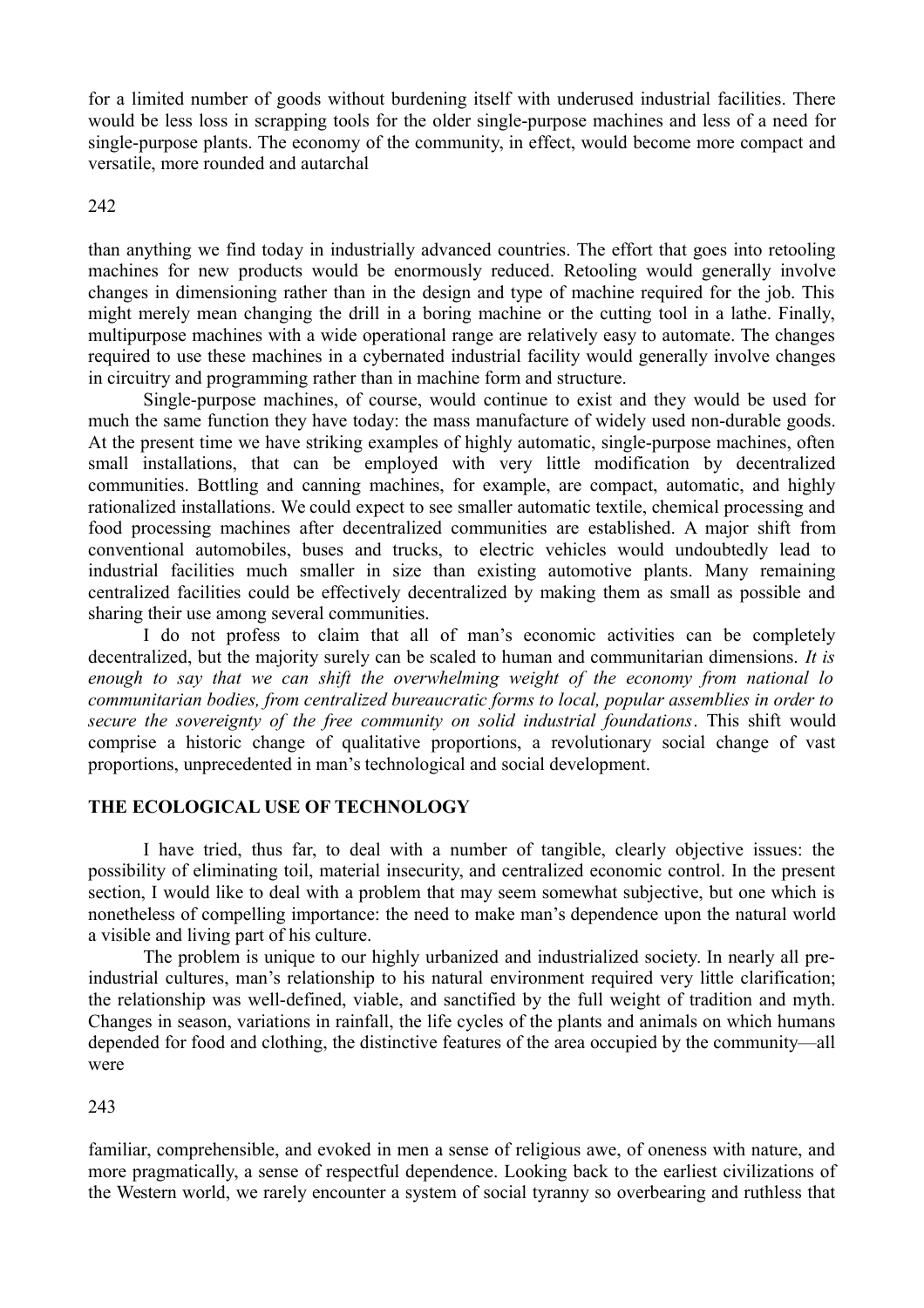for a limited number of goods without burdening itself with underused industrial facilities. There would be less loss in scrapping tools for the older single-purpose machines and less of a need for single-purpose plants. The economy of the community, in effect, would become more compact and versatile, more rounded and autarchal than anything we find today in industrially advanced countries. The effort that goes into retooling machines for new products would be enormously reduced. Retooling would generally involve changes in dimensioning rather than in the design and type of machine required for the job. This might merely mean changing the drill in a boring machine or the cutting tool in a lathe. Finally, multipurpose machines with a wide operational range are relatively easy to automate. The changes required to use these machines in a cybernated industrial facility would generally involve changes in circuitry and programming rather than in machine form and structure.

Single-purpose machines, of course, would continue to exist and they would be used for much the same function they have today: the mass manufacture of widely used non-durable goods. At the present time we have striking examples of highly automatic, single-purpose machines, often small installations, that can be employed with very little modification by decentralized communities. Bottling and canning machines, for example, are compact, automatic, and highly rationalized installations. We could expect to see smaller automatic textile, chemical processing and food processing machines after decentralized communities are established. A major shift from conventional automobiles, buses and trucks, to electric vehicles would undoubtedly lead to industrial facilities much smaller in size than existing automotive plants. Many remaining centralized facilities could be effectively decentralized by making them as small as possible and sharing their use among several communities.

I do not profess to claim that all of man's economic activities can be completely decentralized, but the majority surely can be scaled to human and communitarian dimensions. *It is enough to say that we can shift the overwhelming weight of the economy from national lo communitarian bodies, from centralized bureaucratic forms to local, popular assemblies in order to secure the sovereignty of the free community on solid industrial foundations*. This shift would comprise a historic change of qualitative proportions, a revolutionary social change of vast proportions, unprecedented in man's technological and social development.

## THE ECOLOGICAL USE OF TECHNOLOGY

I have tried, thus far, to deal with a number of tangible, clearly objective issues: the possibility of eliminating toil, material insecurity, and centralized economic control. In the present section, I would like to deal with a problem that may seem somewhat subjective, but one which is nonetheless of compelling importance: the need to make man's dependence upon the natural world a visible and living part of his culture.

The problem is unique to our highly urbanized and industrialized society. In nearly all pre-industrial cultures, man's relationship to his natural environment required very little clarification; the relationship was well-defined, viable, and sanctified by the full weight of tradition and myth. Changes in season, variations in rainfall, the life cycles of the plants and animals on which humans depended for food and clothing, the distinctive features of the area occupied by the community—all were familiar, comprehensible, and evoked in men a sense of religious awe, of oneness with nature, and more pragmatically, a sense of respectful dependence. Looking back to the earliest civilizations of the Western world, we rarely encounter a system of social tyranny so overbearing and ruthless that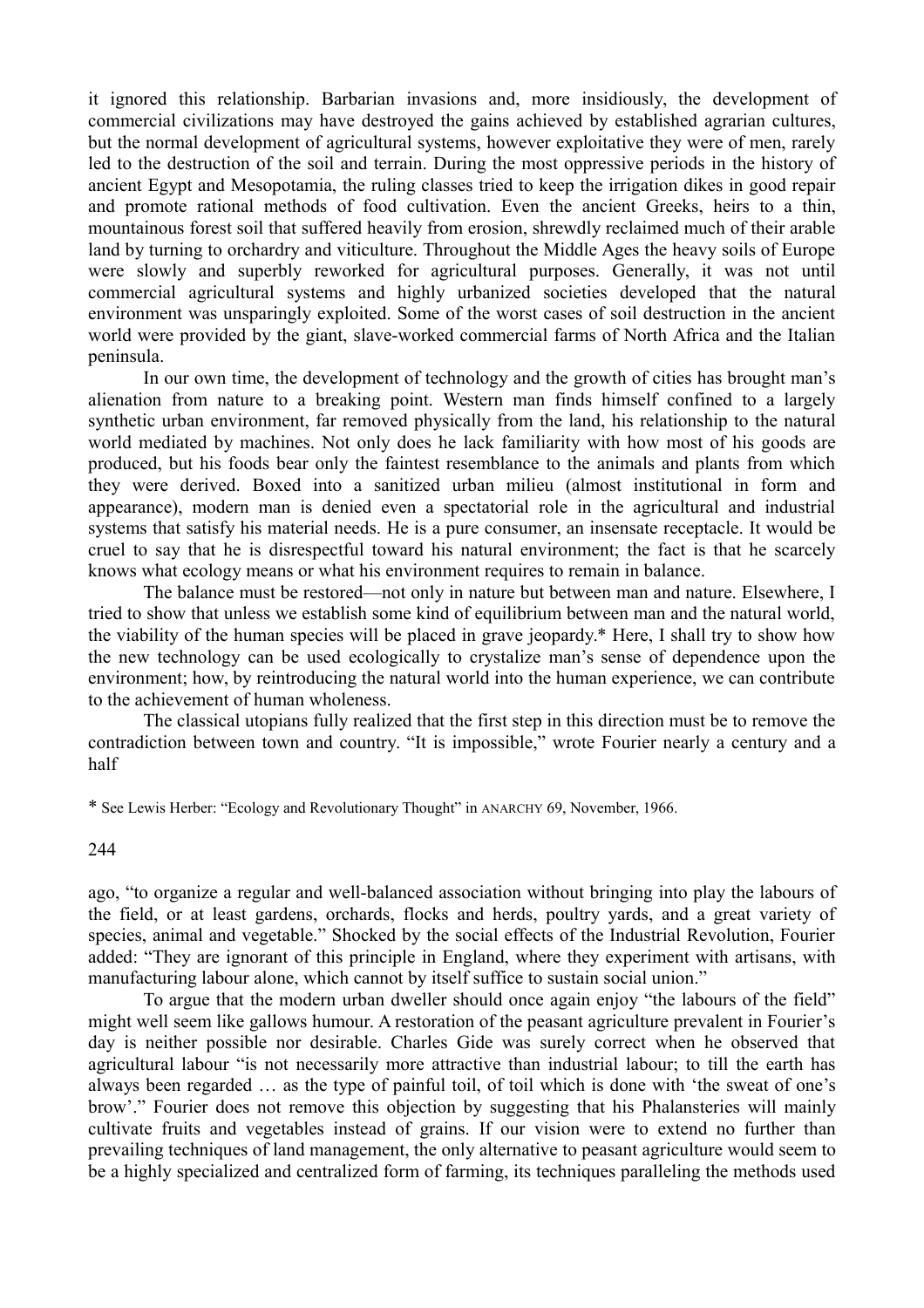it ignored this relationship. Barbarian invasions and, more insidiously, the development of commercial civilizations may have destroyed the gains achieved by established agrarian cultures, but the normal development of agricultural systems, however exploitative they were of men, rarely led to the destruction of the soil and terrain. During the most oppressive periods in the history of ancient Egypt and Mesopotamia, the ruling classes tried to keep the irrigation dikes in good repair and promote rational methods of food cultivation. Even the ancient Greeks, heirs to a thin, mountainous forest soil that suffered heavily from erosion, shrewdly reclaimed much of their arable land by turning to orchardry and viticulture. Throughout the Middle Ages the heavy soils of Europe were slowly and superbly reworked for agricultural purposes. Generally, it was not until commercial agricultural systems and highly urbanized societies developed that the natural environment was unsparingly exploited. Some of the worst cases of soil destruction in the ancient world were provided by the giant, slave-worked commercial farms of North Africa and the Italian peninsula.

In our own time, the development of technology and the growth of cities has brought man's alienation from nature to a breaking point. Western man finds himself confined to a largely synthetic urban environment, far removed physically from the land, his relationship to the natural world mediated by machines. Not only does he lack familiarity with how most of his goods are produced, but his foods bear only the faintest resemblance to the animals and plants from which they were derived. Boxed into a sanitized urban milieu (almost institutional in form and appearance), modern man is denied even a spectatorial role in the agricultural and industrial systems that satisfy his material needs. He is a pure consumer, an insensate receptacle. It would be cruel to say that he is disrespectful toward his natural environment; the fact is that he scarcely knows what ecology means or what his environment requires to remain in balance.

The balance must be restored—not only in nature but between man and nature. Elsewhere, I tried to show that unless we establish some kind of equilibrium between man and the natural world, the viability of the human species will be placed in grave jeopardy.* Here, I shall try to show how the new technology can be used ecologically to crystalize man's sense of dependence upon the environment; how, by reintroducing the natural world into the human experience, we can contribute to the achievement of human wholeness.

The classical utopians fully realized that the first step in this direction must be to remove the contradiction between town and country. "It is impossible," wrote Fourier nearly a century and a half ago, "to organize a regular and well-balanced association without bringing into play the labours of the field, or at least gardens, orchards, flocks and herds, poultry yards, and a great variety of species, animal and vegetable." Shocked by the social effects of the Industrial Revolution, Fourier added: "They are ignorant of this principle in England, where they experiment with artisans, with manufacturing labour alone, which cannot by itself suffice to sustain social union."

To argue that the modern urban dweller should once again enjoy "the labours of the field" might well seem like gallows humour. A restoration of the peasant agriculture prevalent in Fourier's day is neither possible nor desirable. Charles Gide was surely correct when he observed that agricultural labour "is not necessarily more attractive than industrial labour; to till the earth has always been regarded … as the type of painful toil, of toil which is done with 'the sweat of one's brow'." Fourier does not remove this objection by suggesting that his Phalansteries will mainly cultivate fruits and vegetables instead of grains. If our vision were to extend no further than prevailing techniques of land management, the only alternative to peasant agriculture would seem to be a highly specialized and centralized form of farming, its techniques paralleling the methods used

* See Lewis Herber: "Ecology and Revolutionary Thought" in ANARCHY 69, November, 1966.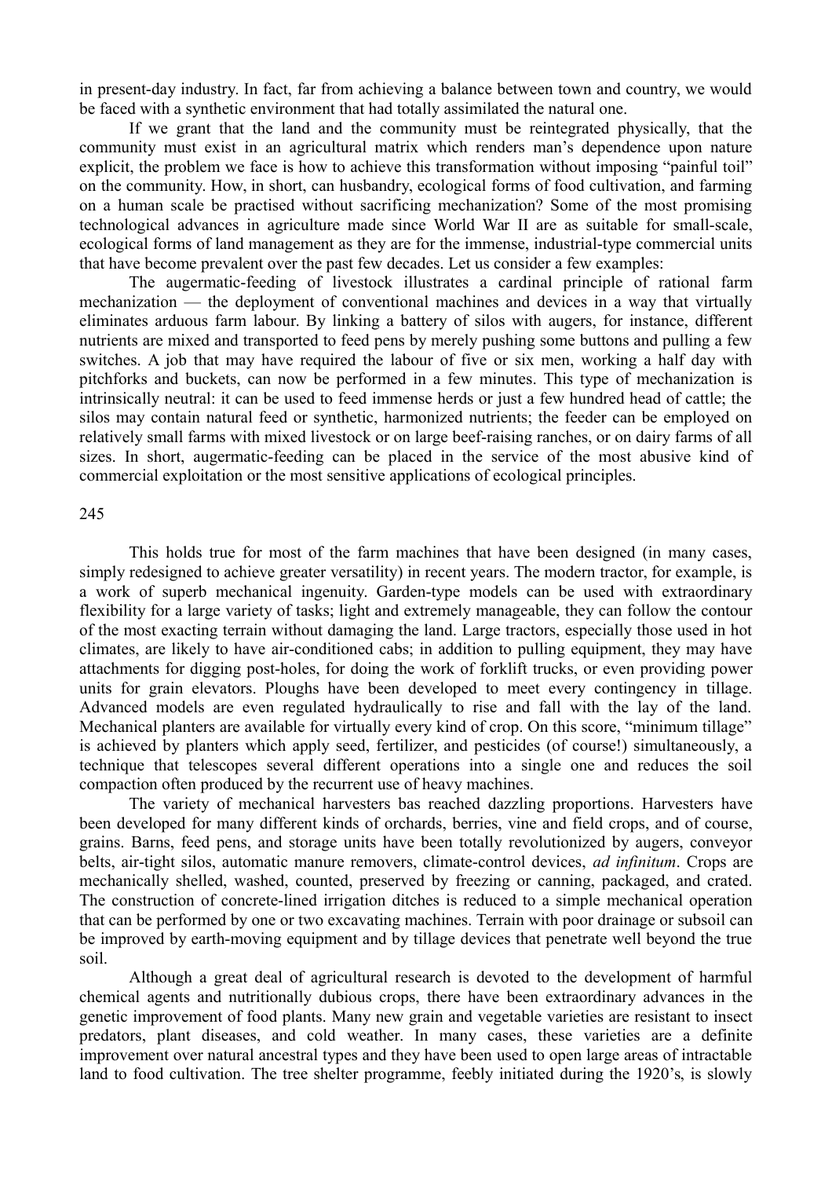in present-day industry. In fact, far from achieving a balance between town and country, we would be faced with a synthetic environment that had totally assimilated the natural one.

If we grant that the land and the community must be reintegrated physically, that the community must exist in an agricultural matrix which renders man's dependence upon nature explicit, the problem we face is how to achieve this transformation without imposing "painful toil" on the community. How, in short, can husbandry, ecological forms of food cultivation, and farming on a human scale be practised without sacrificing mechanization? Some of the most promising technological advances in agriculture made since World War II are as suitable for small-scale, ecological forms of land management as they are for the immense, industrial-type commercial units that have become prevalent over the past few decades. Let us consider a few examples:

The augermatic-feeding of livestock illustrates a cardinal principle of rational farm mechanization — the deployment of conventional machines and devices in a way that virtually eliminates arduous farm labour. By linking a battery of silos with augers, for instance, different nutrients are mixed and transported to feed pens by merely pushing some buttons and pulling a few switches. A job that may have required the labour of five or six men, working a half day with pitchforks and buckets, can now be performed in a few minutes. This type of mechanization is intrinsically neutral: it can be used to feed immense herds or just a few hundred head of cattle; the silos may contain natural feed or synthetic, harmonized nutrients; the feeder can be employed on relatively small farms with mixed livestock or on large beef-raising ranches, or on dairy farms of all sizes. In short, augermatic-feeding can be placed in the service of the most abusive kind of commercial exploitation or the most sensitive applications of ecological principles.

245

This holds true for most of the farm machines that have been designed (in many cases, simply redesigned to achieve greater versatility) in recent years. The modern tractor, for example, is a work of superb mechanical ingenuity. Garden-type models can be used with extraordinary flexibility for a large variety of tasks; light and extremely manageable, they can follow the contour of the most exacting terrain without damaging the land. Large tractors, especially those used in hot climates, are likely to have air-conditioned cabs; in addition to pulling equipment, they may have attachments for digging post-holes, for doing the work of forklift trucks, or even providing power units for grain elevators. Ploughs have been developed to meet every contingency in tillage. Advanced models are even regulated hydraulically to rise and fall with the lay of the land. Mechanical planters are available for virtually every kind of crop. On this score, "minimum tillage" is achieved by planters which apply seed, fertilizer, and pesticides (of course!) simultaneously, a technique that telescopes several different operations into a single one and reduces the soil compaction often produced by the recurrent use of heavy machines.

The variety of mechanical harvesters bas reached dazzling proportions. Harvesters have been developed for many different kinds of orchards, berries, vine and field crops, and of course, grains. Barns, feed pens, and storage units have been totally revolutionized by augers, conveyor belts, air-tight silos, automatic manure removers, climate-control devices, *ad infinitum*. Crops are mechanically shelled, washed, counted, preserved by freezing or canning, packaged, and crated. The construction of concrete-lined irrigation ditches is reduced to a simple mechanical operation that can be performed by one or two excavating machines. Terrain with poor drainage or subsoil can be improved by earth-moving equipment and by tillage devices that penetrate well beyond the true soil.

Although a great deal of agricultural research is devoted to the development of harmful chemical agents and nutritionally dubious crops, there have been extraordinary advances in the genetic improvement of food plants. Many new grain and vegetable varieties are resistant to insect predators, plant diseases, and cold weather. In many cases, these varieties are a definite improvement over natural ancestral types and they have been used to open large areas of intractable land to food cultivation. The tree shelter programme, feebly initiated during the 1920's, is slowly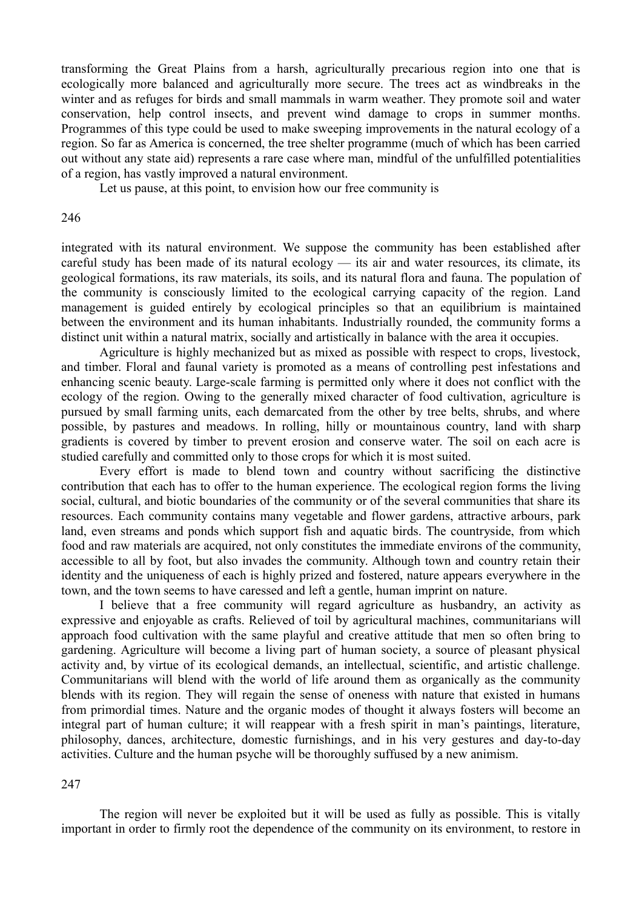transforming the Great Plains from a harsh, agriculturally precarious region into one that is ecologically more balanced and agriculturally more secure. The trees act as windbreaks in the winter and as refuges for birds and small mammals in warm weather. They promote soil and water conservation, help control insects, and prevent wind damage to crops in summer months. Programmes of this type could be used to make sweeping improvements in the natural ecology of a region. So far as America is concerned, the tree shelter programme (much of which has been carried out without any state aid) represents a rare case where man, mindful of the unfulfilled potentialities of a region, has vastly improved a natural environment.

Let us pause, at this point, to envision how our free community is integrated with its natural environment. We suppose the community has been established after careful study has been made of its natural ecology — its air and water resources, its climate, its geological formations, its raw materials, its soils, and its natural flora and fauna. The population of the community is consciously limited to the ecological carrying capacity of the region. Land management is guided entirely by ecological principles so that an equilibrium is maintained between the environment and its human inhabitants. Industrially rounded, the community forms a distinct unit within a natural matrix, socially and artistically in balance with the area it occupies.

Agriculture is highly mechanized but as mixed as possible with respect to crops, livestock, and timber. Floral and faunal variety is promoted as a means of controlling pest infestations and enhancing scenic beauty. Large-scale farming is permitted only where it does not conflict with the ecology of the region. Owing to the generally mixed character of food cultivation, agriculture is pursued by small farming units, each demarcated from the other by tree belts, shrubs, and where possible, by pastures and meadows. In rolling, hilly or mountainous country, land with sharp gradients is covered by timber to prevent erosion and conserve water. The soil on each acre is studied carefully and committed only to those crops for which it is most suited.

Every effort is made to blend town and country without sacrificing the distinctive contribution that each has to offer to the human experience. The ecological region forms the living social, cultural, and biotic boundaries of the community or of the several communities that share its resources. Each community contains many vegetable and flower gardens, attractive arbours, park land, even streams and ponds which support fish and aquatic birds. The countryside, from which food and raw materials are acquired, not only constitutes the immediate environs of the community, accessible to all by foot, but also invades the community. Although town and country retain their identity and the uniqueness of each is highly prized and fostered, nature appears everywhere in the town, and the town seems to have caressed and left a gentle, human imprint on nature.

I believe that a free community will regard agriculture as husbandry, an activity as expressive and enjoyable as crafts. Relieved of toil by agricultural machines, communitarians will approach food cultivation with the same playful and creative attitude that men so often bring to gardening. Agriculture will become a living part of human society, a source of pleasant physical activity and, by virtue of its ecological demands, an intellectual, scientific, and artistic challenge. Communitarians will blend with the world of life around them as organically as the community blends with its region. They will regain the sense of oneness with nature that existed in humans from primordial times. Nature and the organic modes of thought it always fosters will become an integral part of human culture; it will reappear with a fresh spirit in man's paintings, literature, philosophy, dances, architecture, domestic furnishings, and in his very gestures and day-to-day activities. Culture and the human psyche will be thoroughly suffused by a new animism.

The region will never be exploited but it will be used as fully as possible. This is vitally important in order to firmly root the dependence of the community on its environment, to restore in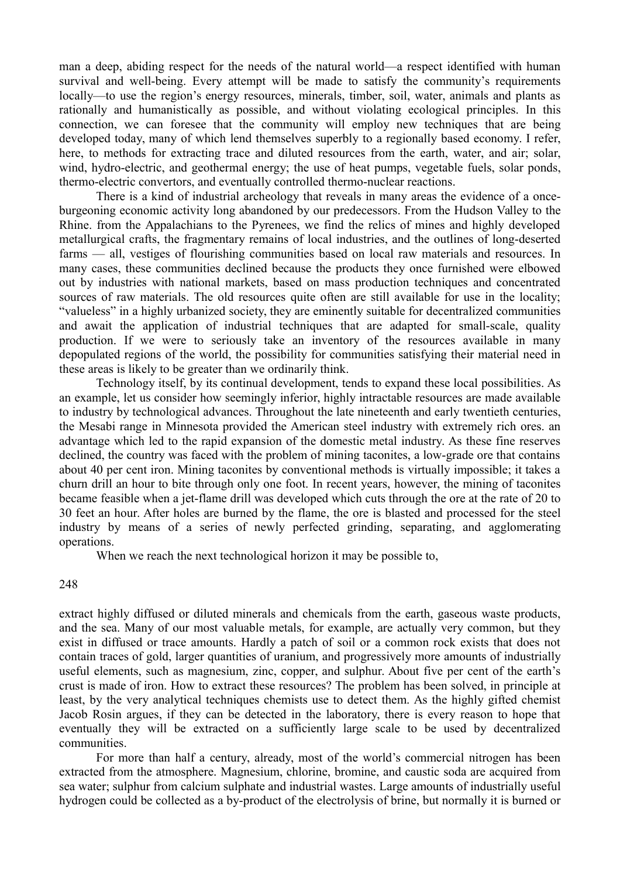man a deep, abiding respect for the needs of the natural world—a respect identified with human survival and well-being. Every attempt will be made to satisfy the community's requirements locally—to use the region's energy resources, minerals, timber, soil, water, animals and plants as rationally and humanistically as possible, and without violating ecological principles. In this connection, we can foresee that the community will employ new techniques that are being developed today, many of which lend themselves superbly to a regionally based economy. I refer, here, to methods for extracting trace and diluted resources from the earth, water, and air; solar, wind, hydro-electric, and geothermal energy; the use of heat pumps, vegetable fuels, solar ponds, thermo-electric convertors, and eventually controlled thermo-nuclear reactions.

There is a kind of industrial archeology that reveals in many areas the evidence of a once-burgeoning economic activity long abandoned by our predecessors. From the Hudson Valley to the Rhine. from the Appalachians to the Pyrenees, we find the relics of mines and highly developed metallurgical crafts, the fragmentary remains of local industries, and the outlines of long-deserted farms — all, vestiges of flourishing communities based on local raw materials and resources. In many cases, these communities declined because the products they once furnished were elbowed out by industries with national markets, based on mass production techniques and concentrated sources of raw materials. The old resources quite often are still available for use in the locality; "valueless" in a highly urbanized society, they are eminently suitable for decentralized communities and await the application of industrial techniques that are adapted for small-scale, quality production. If we were to seriously take an inventory of the resources available in many depopulated regions of the world, the possibility for communities satisfying their material need in these areas is likely to be greater than we ordinarily think.

Technology itself, by its continual development, tends to expand these local possibilities. As an example, let us consider how seemingly inferior, highly intractable resources are made available to industry by technological advances. Throughout the late nineteenth and early twentieth centuries, the Mesabi range in Minnesota provided the American steel industry with extremely rich ores. an advantage which led to the rapid expansion of the domestic metal industry. As these fine reserves declined, the country was faced with the problem of mining taconites, a low-grade ore that contains about 40 per cent iron. Mining taconites by conventional methods is virtually impossible; it takes a churn drill an hour to bite through only one foot. In recent years, however, the mining of taconites became feasible when a jet-flame drill was developed which cuts through the ore at the rate of 20 to 30 feet an hour. After holes are burned by the flame, the ore is blasted and processed for the steel industry by means of a series of newly perfected grinding, separating, and agglomerating operations.

When we reach the next technological horizon it may be possible to, extract highly diffused or diluted minerals and chemicals from the earth, gaseous waste products, and the sea. Many of our most valuable metals, for example, are actually very common, but they exist in diffused or trace amounts. Hardly a patch of soil or a common rock exists that does not contain traces of gold, larger quantities of uranium, and progressively more amounts of industrially useful elements, such as magnesium, zinc, copper, and sulphur. About five per cent of the earth's crust is made of iron. How to extract these resources? The problem has been solved, in principle at least, by the very analytical techniques chemists use to detect them. As the highly gifted chemist Jacob Rosin argues, if they can be detected in the laboratory, there is every reason to hope that eventually they will be extracted on a sufficiently large scale to be used by decentralized communities.

For more than half a century, already, most of the world's commercial nitrogen has been extracted from the atmosphere. Magnesium, chlorine, bromine, and caustic soda are acquired from sea water; sulphur from calcium sulphate and industrial wastes. Large amounts of industrially useful hydrogen could be collected as a by-product of the electrolysis of brine, but normally it is burned or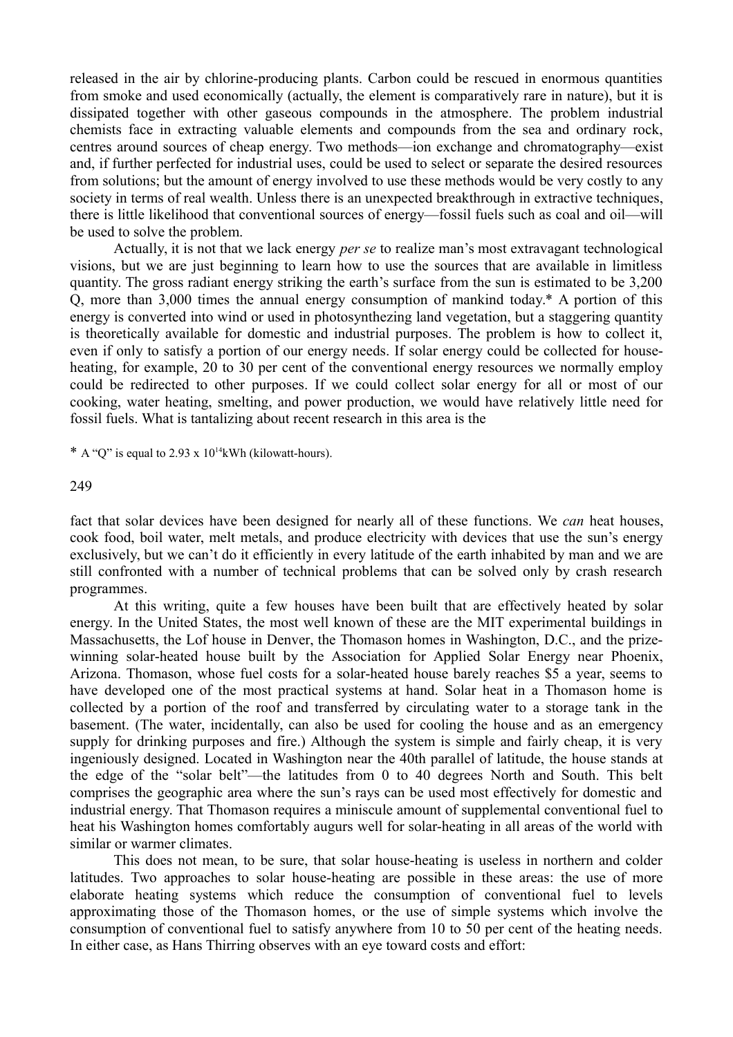released in the air by chlorine-producing plants. Carbon could be rescued in enormous quantities from smoke and used economically (actually, the element is comparatively rare in nature), but it is dissipated together with other gaseous compounds in the atmosphere. The problem industrial chemists face in extracting valuable elements and compounds from the sea and ordinary rock, centres around sources of cheap energy. Two methods—ion exchange and chromatography—exist and, if further perfected for industrial uses, could be used to select or separate the desired resources from solutions; but the amount of energy involved to use these methods would be very costly to any society in terms of real wealth. Unless there is an unexpected breakthrough in extractive techniques, there is little likelihood that conventional sources of energy—fossil fuels such as coal and oil—will be used to solve the problem.

Actually, it is not that we lack energy *per se* to realize man's most extravagant technological visions, but we are just beginning to learn how to use the sources that are available in limitless quantity. The gross radiant energy striking the earth's surface from the sun is estimated to be 3,200 Q, more than 3,000 times the annual energy consumption of mankind today.* A portion of this energy is converted into wind or used in photosynthezing land vegetation, but a staggering quantity is theoretically available for domestic and industrial purposes. The problem is how to collect it, even if only to satisfy a portion of our energy needs. If solar energy could be collected for house-heating, for example, 20 to 30 per cent of the conventional energy resources we normally employ could be redirected to other purposes. If we could collect solar energy for all or most of our cooking, water heating, smelting, and power production, we would have relatively little need for fossil fuels. What is tantalizing about recent research in this area is the fact that solar devices have been designed for nearly all of these functions. We *can* heat houses, cook food, boil water, melt metals, and produce electricity with devices that use the sun's energy exclusively, but we can't do it efficiently in every latitude of the earth inhabited by man and we are still confronted with a number of technical problems that can be solved only by crash research programmes.

* A "Q" is equal to $2.93 \times 10^{14}$kWh (kilowatt-hours).

At this writing, quite a few houses have been built that are effectively heated by solar energy. In the United States, the most well known of these are the MIT experimental buildings in Massachusetts, the Lof house in Denver, the Thomason homes in Washington, D.C., and the prize-winning solar-heated house built by the Association for Applied Solar Energy near Phoenix, Arizona. Thomason, whose fuel costs for a solar-heated house barely reaches $5 a year, seems to have developed one of the most practical systems at hand. Solar heat in a Thomason home is collected by a portion of the roof and transferred by circulating water to a storage tank in the basement. (The water, incidentally, can also be used for cooling the house and as an emergency supply for drinking purposes and fire.) Although the system is simple and fairly cheap, it is very ingeniously designed. Located in Washington near the 40th parallel of latitude, the house stands at the edge of the "solar belt"—the latitudes from 0 to 40 degrees North and South. This belt comprises the geographic area where the sun's rays can be used most effectively for domestic and industrial energy. That Thomason requires a miniscule amount of supplemental conventional fuel to heat his Washington homes comfortably augurs well for solar-heating in all areas of the world with similar or warmer climates.

This does not mean, to be sure, that solar house-heating is useless in northern and colder latitudes. Two approaches to solar house-heating are possible in these areas: the use of more elaborate heating systems which reduce the consumption of conventional fuel to levels approximating those of the Thomason homes, or the use of simple systems which involve the consumption of conventional fuel to satisfy anywhere from 10 to 50 per cent of the heating needs. In either case, as Hans Thirring observes with an eye toward costs and effort: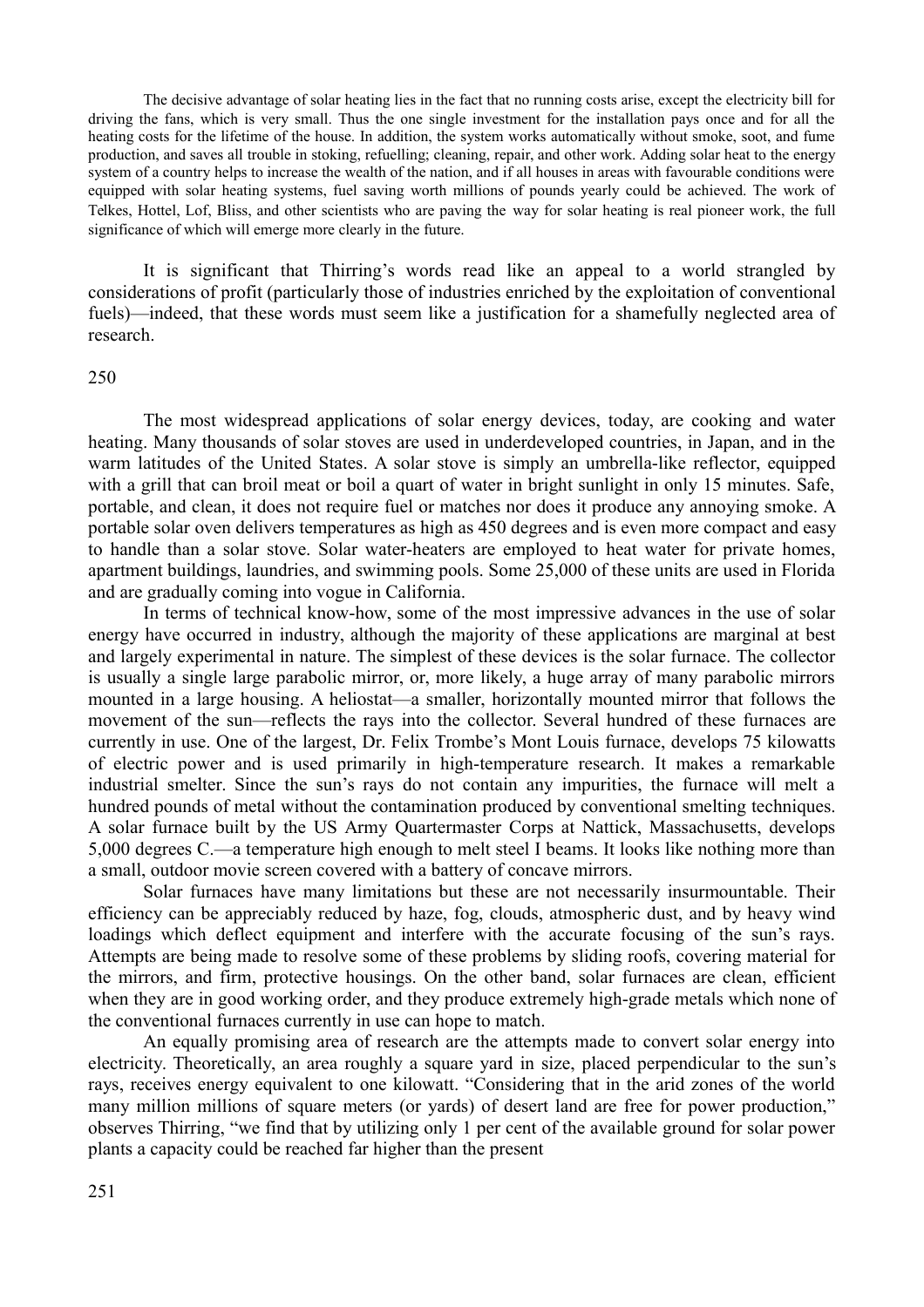> The decisive advantage of solar heating lies in the fact that no running costs arise, except the electricity bill for driving the fans, which is very small. Thus the one single investment for the installation pays once and for all the heating costs for the lifetime of the house. In addition, the system works automatically without smoke, soot, and fume production, and saves all trouble in stoking, refuelling; cleaning, repair, and other work. Adding solar heat to the energy system of a country helps to increase the wealth of the nation, and if all houses in areas with favourable conditions were equipped with solar heating systems, fuel saving worth millions of pounds yearly could be achieved. The work of Telkes, Hottel, Lof, Bliss, and other scientists who are paving the way for solar heating is real pioneer work, the full significance of which will emerge more clearly in the future.

It is significant that Thirring's words read like an appeal to a world strangled by considerations of profit (particularly those of industries enriched by the exploitation of conventional fuels)—indeed, that these words must seem like a justification for a shamefully neglected area of research.

The most widespread applications of solar energy devices, today, are cooking and water heating. Many thousands of solar stoves are used in underdeveloped countries, in Japan, and in the warm latitudes of the United States. A solar stove is simply an umbrella-like reflector, equipped with a grill that can broil meat or boil a quart of water in bright sunlight in only 15 minutes. Safe, portable, and clean, it does not require fuel or matches nor does it produce any annoying smoke. A portable solar oven delivers temperatures as high as 450 degrees and is even more compact and easy to handle than a solar stove. Solar water-heaters are employed to heat water for private homes, apartment buildings, laundries, and swimming pools. Some 25,000 of these units are used in Florida and are gradually coming into vogue in California.

In terms of technical know-how, some of the most impressive advances in the use of solar energy have occurred in industry, although the majority of these applications are marginal at best and largely experimental in nature. The simplest of these devices is the solar furnace. The collector is usually a single large parabolic mirror, or, more likely, a huge array of many parabolic mirrors mounted in a large housing. A heliostat—a smaller, horizontally mounted mirror that follows the movement of the sun—reflects the rays into the collector. Several hundred of these furnaces are currently in use. One of the largest, Dr. Felix Trombe's Mont Louis furnace, develops 75 kilowatts of electric power and is used primarily in high-temperature research. It makes a remarkable industrial smelter. Since the sun's rays do not contain any impurities, the furnace will melt a hundred pounds of metal without the contamination produced by conventional smelting techniques. A solar furnace built by the US Army Quartermaster Corps at Nattick, Massachusetts, develops 5,000 degrees C.—a temperature high enough to melt steel I beams. It looks like nothing more than a small, outdoor movie screen covered with a battery of concave mirrors.

Solar furnaces have many limitations but these are not necessarily insurmountable. Their efficiency can be appreciably reduced by haze, fog, clouds, atmospheric dust, and by heavy wind loadings which deflect equipment and interfere with the accurate focusing of the sun's rays. Attempts are being made to resolve some of these problems by sliding roofs, covering material for the mirrors, and firm, protective housings. On the other band, solar furnaces are clean, efficient when they are in good working order, and they produce extremely high-grade metals which none of the conventional furnaces currently in use can hope to match.

An equally promising area of research are the attempts made to convert solar energy into electricity. Theoretically, an area roughly a square yard in size, placed perpendicular to the sun's rays, receives energy equivalent to one kilowatt. "Considering that in the arid zones of the world many million millions of square meters (or yards) of desert land are free for power production," observes Thirring, "we find that by utilizing only 1 per cent of the available ground for solar power plants a capacity could be reached far higher than the present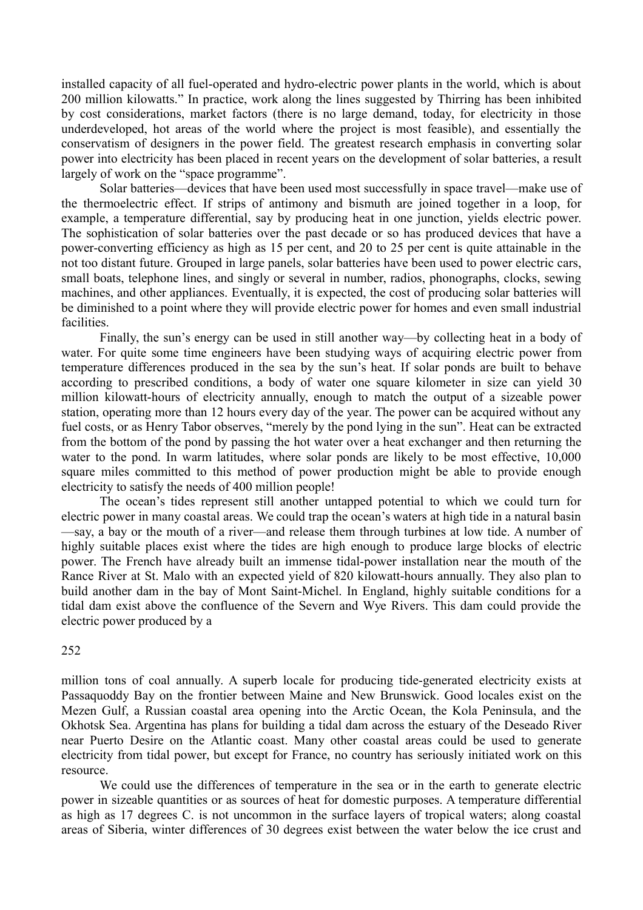installed capacity of all fuel-operated and hydro-electric power plants in the world, which is about 200 million kilowatts." In practice, work along the lines suggested by Thirring has been inhibited by cost considerations, market factors (there is no large demand, today, for electricity in those underdeveloped, hot areas of the world where the project is most feasible), and essentially the conservatism of designers in the power field. The greatest research emphasis in converting solar power into electricity has been placed in recent years on the development of solar batteries, a result largely of work on the "space programme".

Solar batteries—devices that have been used most successfully in space travel—make use of the thermoelectric effect. If strips of antimony and bismuth are joined together in a loop, for example, a temperature differential, say by producing heat in one junction, yields electric power. The sophistication of solar batteries over the past decade or so has produced devices that have a power-converting efficiency as high as 15 per cent, and 20 to 25 per cent is quite attainable in the not too distant future. Grouped in large panels, solar batteries have been used to power electric cars, small boats, telephone lines, and singly or several in number, radios, phonographs, clocks, sewing machines, and other appliances. Eventually, it is expected, the cost of producing solar batteries will be diminished to a point where they will provide electric power for homes and even small industrial facilities.

Finally, the sun's energy can be used in still another way—by collecting heat in a body of water. For quite some time engineers have been studying ways of acquiring electric power from temperature differences produced in the sea by the sun's heat. If solar ponds are built to behave according to prescribed conditions, a body of water one square kilometer in size can yield 30 million kilowatt-hours of electricity annually, enough to match the output of a sizeable power station, operating more than 12 hours every day of the year. The power can be acquired without any fuel costs, or as Henry Tabor observes, "merely by the pond lying in the sun". Heat can be extracted from the bottom of the pond by passing the hot water over a heat exchanger and then returning the water to the pond. In warm latitudes, where solar ponds are likely to be most effective, 10,000 square miles committed to this method of power production might be able to provide enough electricity to satisfy the needs of 400 million people!

The ocean's tides represent still another untapped potential to which we could turn for electric power in many coastal areas. We could trap the ocean's waters at high tide in a natural basin—say, a bay or the mouth of a river—and release them through turbines at low tide. A number of highly suitable places exist where the tides are high enough to produce large blocks of electric power. The French have already built an immense tidal-power installation near the mouth of the Rance River at St. Malo with an expected yield of 820 kilowatt-hours annually. They also plan to build another dam in the bay of Mont Saint-Michel. In England, highly suitable conditions for a tidal dam exist above the confluence of the Severn and Wye Rivers. This dam could provide the electric power produced by a million tons of coal annually. A superb locale for producing tide-generated electricity exists at Passaquoddy Bay on the frontier between Maine and New Brunswick. Good locales exist on the Mezen Gulf, a Russian coastal area opening into the Arctic Ocean, the Kola Peninsula, and the Okhotsk Sea. Argentina has plans for building a tidal dam across the estuary of the Deseado River near Puerto Desire on the Atlantic coast. Many other coastal areas could be used to generate electricity from tidal power, but except for France, no country has seriously initiated work on this resource.

We could use the differences of temperature in the sea or in the earth to generate electric power in sizeable quantities or as sources of heat for domestic purposes. A temperature differential as high as 17 degrees C. is not uncommon in the surface layers of tropical waters; along coastal areas of Siberia, winter differences of 30 degrees exist between the water below the ice crust and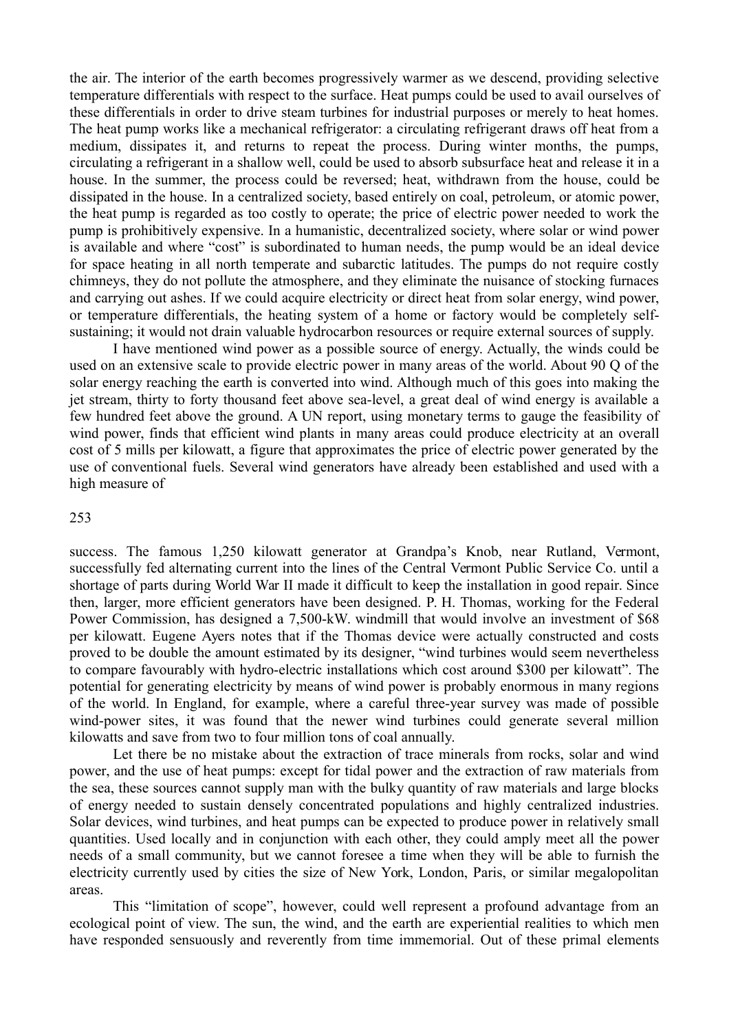the air. The interior of the earth becomes progressively warmer as we descend, providing selective temperature differentials with respect to the surface. Heat pumps could be used to avail ourselves of these differentials in order to drive steam turbines for industrial purposes or merely to heat homes. The heat pump works like a mechanical refrigerator: a circulating refrigerant draws off heat from a medium, dissipates it, and returns to repeat the process. During winter months, the pumps, circulating a refrigerant in a shallow well, could be used to absorb subsurface heat and release it in a house. In the summer, the process could be reversed; heat, withdrawn from the house, could be dissipated in the house. In a centralized society, based entirely on coal, petroleum, or atomic power, the heat pump is regarded as too costly to operate; the price of electric power needed to work the pump is prohibitively expensive. In a humanistic, decentralized society, where solar or wind power is available and where "cost" is subordinated to human needs, the pump would be an ideal device for space heating in all north temperate and subarctic latitudes. The pumps do not require costly chimneys, they do not pollute the atmosphere, and they eliminate the nuisance of stocking furnaces and carrying out ashes. If we could acquire electricity or direct heat from solar energy, wind power, or temperature differentials, the heating system of a home or factory would be completely self-sustaining; it would not drain valuable hydrocarbon resources or require external sources of supply.

I have mentioned wind power as a possible source of energy. Actually, the winds could be used on an extensive scale to provide electric power in many areas of the world. About 90 Q of the solar energy reaching the earth is converted into wind. Although much of this goes into making the jet stream, thirty to forty thousand feet above sea-level, a great deal of wind energy is available a few hundred feet above the ground. A UN report, using monetary terms to gauge the feasibility of wind power, finds that efficient wind plants in many areas could produce electricity at an overall cost of 5 mills per kilowatt, a figure that approximates the price of electric power generated by the use of conventional fuels. Several wind generators have already been established and used with a high measure of success. The famous 1,250 kilowatt generator at Grandpa's Knob, near Rutland, Vermont, successfully fed alternating current into the lines of the Central Vermont Public Service Co. until a shortage of parts during World War II made it difficult to keep the installation in good repair. Since then, larger, more efficient generators have been designed. P. H. Thomas, working for the Federal Power Commission, has designed a 7,500-kW. windmill that would involve an investment of $68 per kilowatt. Eugene Ayers notes that if the Thomas device were actually constructed and costs proved to be double the amount estimated by its designer, "wind turbines would seem nevertheless to compare favourably with hydro-electric installations which cost around $300 per kilowatt". The potential for generating electricity by means of wind power is probably enormous in many regions of the world. In England, for example, where a careful three-year survey was made of possible wind-power sites, it was found that the newer wind turbines could generate several million kilowatts and save from two to four million tons of coal annually.

Let there be no mistake about the extraction of trace minerals from rocks, solar and wind power, and the use of heat pumps: except for tidal power and the extraction of raw materials from the sea, these sources cannot supply man with the bulky quantity of raw materials and large blocks of energy needed to sustain densely concentrated populations and highly centralized industries. Solar devices, wind turbines, and heat pumps can be expected to produce power in relatively small quantities. Used locally and in conjunction with each other, they could amply meet all the power needs of a small community, but we cannot foresee a time when they will be able to furnish the electricity currently used by cities the size of New York, London, Paris, or similar megalopolitan areas.

This "limitation of scope", however, could well represent a profound advantage from an ecological point of view. The sun, the wind, and the earth are experiential realities to which men have responded sensuously and reverently from time immemorial. Out of these primal elements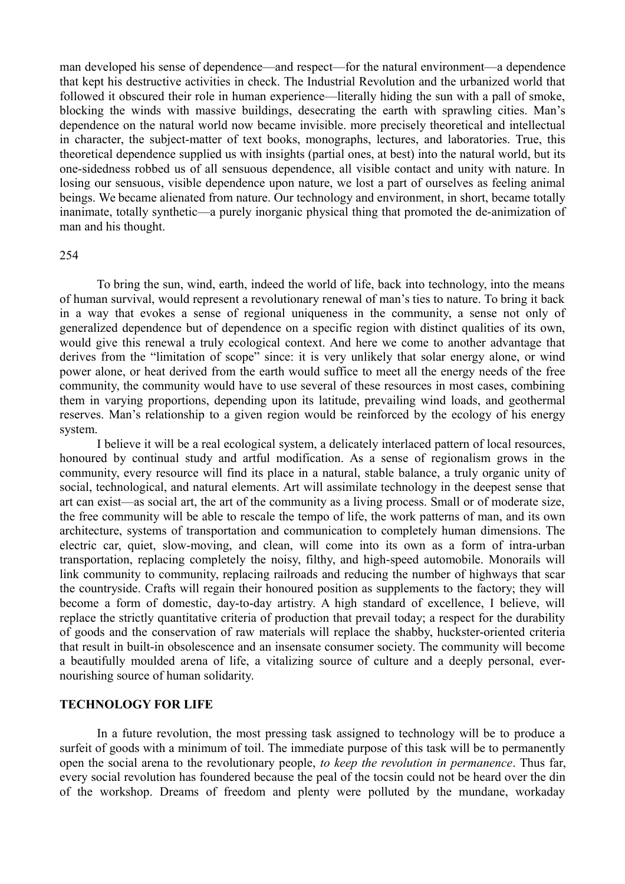man developed his sense of dependence—and respect—for the natural environment—a dependence that kept his destructive activities in check. The Industrial Revolution and the urbanized world that followed it obscured their role in human experience—literally hiding the sun with a pall of smoke, blocking the winds with massive buildings, desecrating the earth with sprawling cities. Man's dependence on the natural world now became invisible. more precisely theoretical and intellectual in character, the subject-matter of text books, monographs, lectures, and laboratories. True, this theoretical dependence supplied us with insights (partial ones, at best) into the natural world, but its one-sidedness robbed us of all sensuous dependence, all visible contact and unity with nature. In losing our sensuous, visible dependence upon nature, we lost a part of ourselves as feeling animal beings. We became alienated from nature. Our technology and environment, in short, became totally inanimate, totally synthetic—a purely inorganic physical thing that promoted the de-animization of man and his thought.

To bring the sun, wind, earth, indeed the world of life, back into technology, into the means of human survival, would represent a revolutionary renewal of man's ties to nature. To bring it back in a way that evokes a sense of regional uniqueness in the community, a sense not only of generalized dependence but of dependence on a specific region with distinct qualities of its own, would give this renewal a truly ecological context. And here we come to another advantage that derives from the "limitation of scope" since: it is very unlikely that solar energy alone, or wind power alone, or heat derived from the earth would suffice to meet all the energy needs of the free community, the community would have to use several of these resources in most cases, combining them in varying proportions, depending upon its latitude, prevailing wind loads, and geothermal reserves. Man's relationship to a given region would be reinforced by the ecology of his energy system.

I believe it will be a real ecological system, a delicately interlaced pattern of local resources, honoured by continual study and artful modification. As a sense of regionalism grows in the community, every resource will find its place in a natural, stable balance, a truly organic unity of social, technological, and natural elements. Art will assimilate technology in the deepest sense that art can exist—as social art, the art of the community as a living process. Small or of moderate size, the free community will be able to rescale the tempo of life, the work patterns of man, and its own architecture, systems of transportation and communication to completely human dimensions. The electric car, quiet, slow-moving, and clean, will come into its own as a form of intra-urban transportation, replacing completely the noisy, filthy, and high-speed automobile. Monorails will link community to community, replacing railroads and reducing the number of highways that scar the countryside. Crafts will regain their honoured position as supplements to the factory; they will become a form of domestic, day-to-day artistry. A high standard of excellence, I believe, will replace the strictly quantitative criteria of production that prevail today; a respect for the durability of goods and the conservation of raw materials will replace the shabby, huckster-oriented criteria that result in built-in obsolescence and an insensate consumer society. The community will become a beautifully moulded arena of life, a vitalizing source of culture and a deeply personal, ever-nourishing source of human solidarity.

**TECHNOLOGY FOR LIFE**

In a future revolution, the most pressing task assigned to technology will be to produce a surfeit of goods with a minimum of toil. The immediate purpose of this task will be to permanently open the social arena to the revolutionary people, *to keep the revolution in permanence*. Thus far, every social revolution has foundered because the peal of the tocsin could not be heard over the din of the workshop. Dreams of freedom and plenty were polluted by the mundane, workaday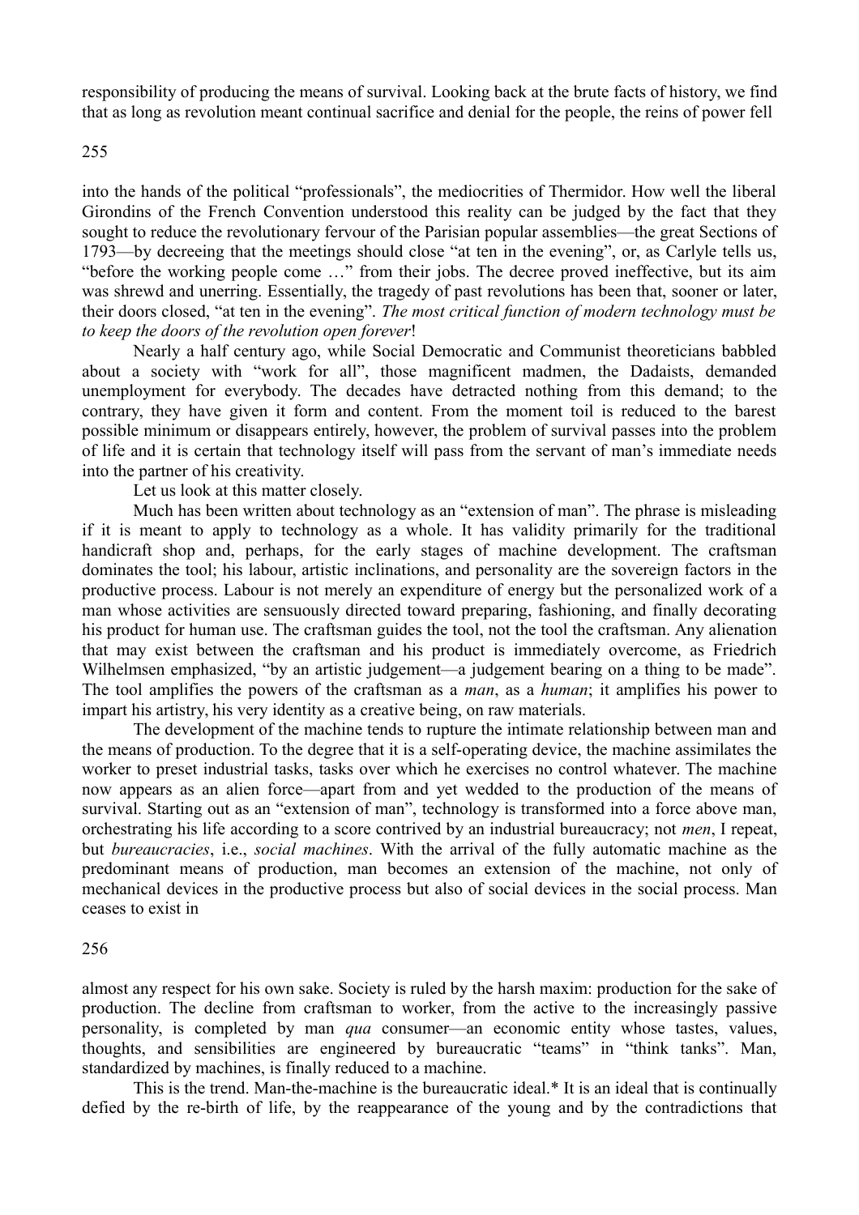responsibility of producing the means of survival. Looking back at the brute facts of history, we find that as long as revolution meant continual sacrifice and denial for the people, the reins of power fell into the hands of the political "professionals", the mediocrities of Thermidor. How well the liberal Girondins of the French Convention understood this reality can be judged by the fact that they sought to reduce the revolutionary fervour of the Parisian popular assemblies—the great Sections of 1793—by decreeing that the meetings should close "at ten in the evening", or, as Carlyle tells us, "before the working people come …" from their jobs. The decree proved ineffective, but its aim was shrewd and unerring. Essentially, the tragedy of past revolutions has been that, sooner or later, their doors closed, "at ten in the evening". *The most critical function of modern technology must be to keep the doors of the revolution open forever*!

Nearly a half century ago, while Social Democratic and Communist theoreticians babbled about a society with "work for all", those magnificent madmen, the Dadaists, demanded unemployment for everybody. The decades have detracted nothing from this demand; to the contrary, they have given it form and content. From the moment toil is reduced to the barest possible minimum or disappears entirely, however, the problem of survival passes into the problem of life and it is certain that technology itself will pass from the servant of man's immediate needs into the partner of his creativity.

Let us look at this matter closely.

Much has been written about technology as an "extension of man". The phrase is misleading if it is meant to apply to technology as a whole. It has validity primarily for the traditional handicraft shop and, perhaps, for the early stages of machine development. The craftsman dominates the tool; his labour, artistic inclinations, and personality are the sovereign factors in the productive process. Labour is not merely an expenditure of energy but the personalized work of a man whose activities are sensuously directed toward preparing, fashioning, and finally decorating his product for human use. The craftsman guides the tool, not the tool the craftsman. Any alienation that may exist between the craftsman and his product is immediately overcome, as Friedrich Wilhelmsen emphasized, "by an artistic judgement—a judgement bearing on a thing to be made". The tool amplifies the powers of the craftsman as a *man*, as a *human*; it amplifies his power to impart his artistry, his very identity as a creative being, on raw materials.

The development of the machine tends to rupture the intimate relationship between man and the means of production. To the degree that it is a self-operating device, the machine assimilates the worker to preset industrial tasks, tasks over which he exercises no control whatever. The machine now appears as an alien force—apart from and yet wedded to the production of the means of survival. Starting out as an "extension of man", technology is transformed into a force above man, orchestrating his life according to a score contrived by an industrial bureaucracy; not *men*, I repeat, but *bureaucracies*, i.e., *social machines*. With the arrival of the fully automatic machine as the predominant means of production, man becomes an extension of the machine, not only of mechanical devices in the productive process but also of social devices in the social process. Man ceases to exist in almost any respect for his own sake. Society is ruled by the harsh maxim: production for the sake of production. The decline from craftsman to worker, from the active to the increasingly passive personality, is completed by man *qua* consumer—an economic entity whose tastes, values, thoughts, and sensibilities are engineered by bureaucratic "teams" in "think tanks". Man, standardized by machines, is finally reduced to a machine.

This is the trend. Man-the-machine is the bureaucratic ideal.* It is an ideal that is continually defied by the re-birth of life, by the reappearance of the young and by the contradictions that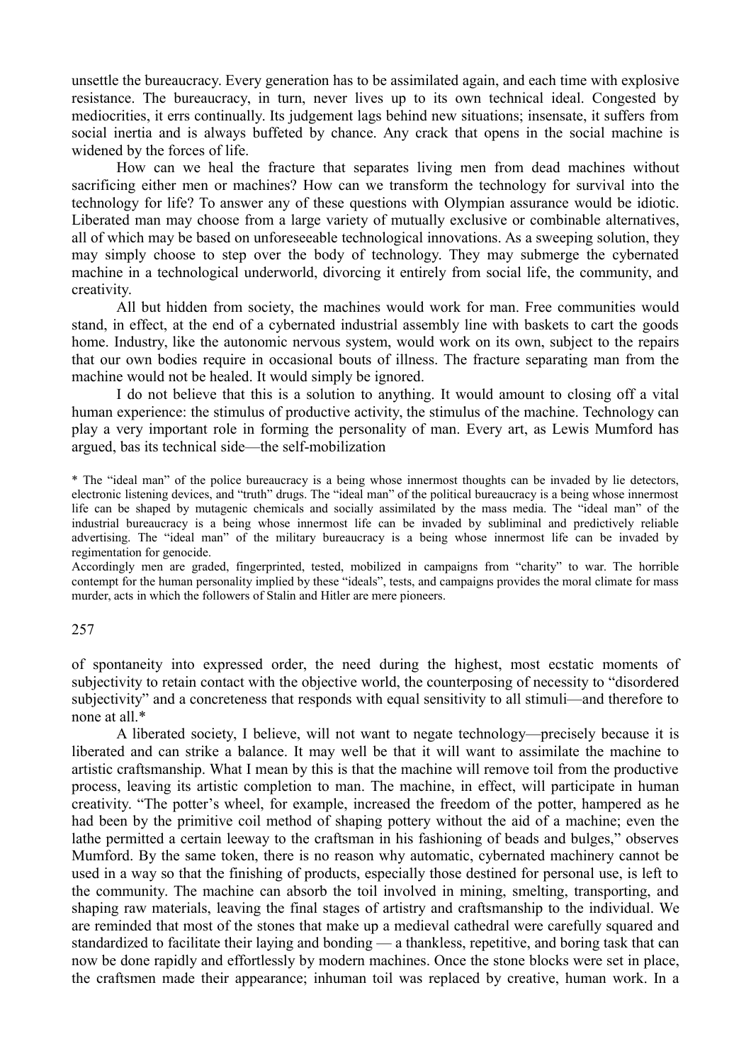unsettle the bureaucracy. Every generation has to be assimilated again, and each time with explosive resistance. The bureaucracy, in turn, never lives up to its own technical ideal. Congested by mediocrities, it errs continually. Its judgement lags behind new situations; insensate, it suffers from social inertia and is always buffeted by chance. Any crack that opens in the social machine is widened by the forces of life.

How can we heal the fracture that separates living men from dead machines without sacrificing either men or machines? How can we transform the technology for survival into the technology for life? To answer any of these questions with Olympian assurance would be idiotic. Liberated man may choose from a large variety of mutually exclusive or combinable alternatives, all of which may be based on unforeseeable technological innovations. As a sweeping solution, they may simply choose to step over the body of technology. They may submerge the cybernated machine in a technological underworld, divorcing it entirely from social life, the community, and creativity.

All but hidden from society, the machines would work for man. Free communities would stand, in effect, at the end of a cybernated industrial assembly line with baskets to cart the goods home. Industry, like the autonomic nervous system, would work on its own, subject to the repairs that our own bodies require in occasional bouts of illness. The fracture separating man from the machine would not be healed. It would simply be ignored.

I do not believe that this is a solution to anything. It would amount to closing off a vital human experience: the stimulus of productive activity, the stimulus of the machine. Technology can play a very important role in forming the personality of man. Every art, as Lewis Mumford has argued, bas its technical side—the self-mobilization of spontaneity into expressed order, the need during the highest, most ecstatic moments of subjectivity to retain contact with the objective world, the counterposing of necessity to "disordered subjectivity" and a concreteness that responds with equal sensitivity to all stimuli—and therefore to none at all.*

A liberated society, I believe, will not want to negate technology—precisely because it is liberated and can strike a balance. It may well be that it will want to assimilate the machine to artistic craftsmanship. What I mean by this is that the machine will remove toil from the productive process, leaving its artistic completion to man. The machine, in effect, will participate in human creativity. "The potter's wheel, for example, increased the freedom of the potter, hampered as he had been by the primitive coil method of shaping pottery without the aid of a machine; even the lathe permitted a certain leeway to the craftsman in his fashioning of beads and bulges," observes Mumford. By the same token, there is no reason why automatic, cybernated machinery cannot be used in a way so that the finishing of products, especially those destined for personal use, is left to the community. The machine can absorb the toil involved in mining, smelting, transporting, and shaping raw materials, leaving the final stages of artistry and craftsmanship to the individual. We are reminded that most of the stones that make up a medieval cathedral were carefully squared and standardized to facilitate their laying and bonding — a thankless, repetitive, and boring task that can now be done rapidly and effortlessly by modern machines. Once the stone blocks were set in place, the craftsmen made their appearance; inhuman toil was replaced by creative, human work. In a

* The "ideal man" of the police bureaucracy is a being whose innermost thoughts can be invaded by lie detectors, electronic listening devices, and "truth" drugs. The "ideal man" of the political bureaucracy is a being whose innermost life can be shaped by mutagenic chemicals and socially assimilated by the mass media. The "ideal man" of the industrial bureaucracy is a being whose innermost life can be invaded by subliminal and predictively reliable advertising. The "ideal man" of the military bureaucracy is a being whose innermost life can be invaded by regimentation for genocide.

Accordingly men are graded, fingerprinted, tested, mobilized in campaigns from "charity" to war. The horrible contempt for the human personality implied by these "ideals", tests, and campaigns provides the moral climate for mass murder, acts in which the followers of Stalin and Hitler are mere pioneers.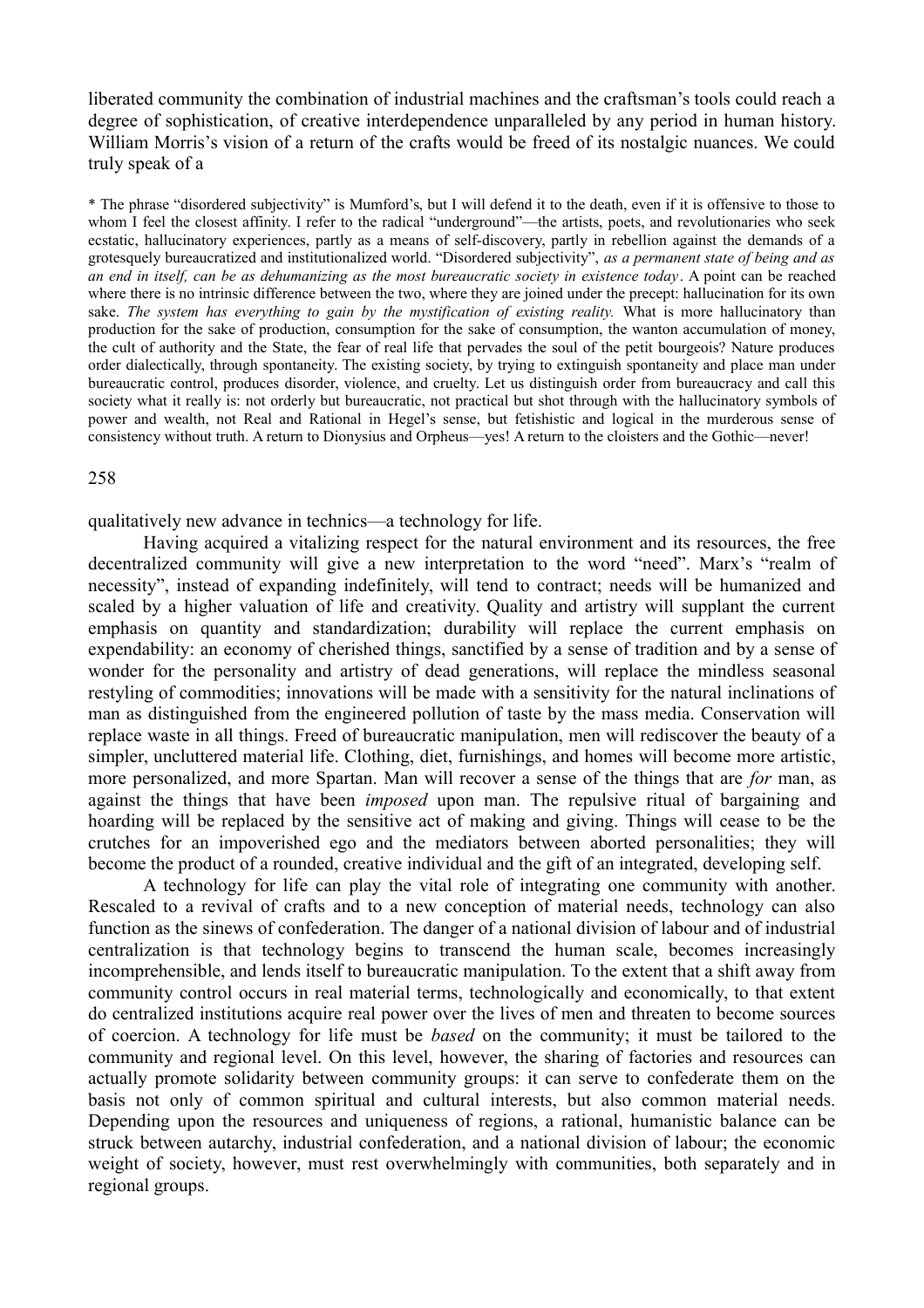liberated community the combination of industrial machines and the craftsman's tools could reach a degree of sophistication, of creative interdependence unparalleled by any period in human history. William Morris's vision of a return of the crafts would be freed of its nostalgic nuances. We could truly speak of a qualitatively new advance in technics—a technology for life.

Having acquired a vitalizing respect for the natural environment and its resources, the free decentralized community will give a new interpretation to the word "need". Marx's "realm of necessity", instead of expanding indefinitely, will tend to contract; needs will be humanized and scaled by a higher valuation of life and creativity. Quality and artistry will supplant the current emphasis on quantity and standardization; durability will replace the current emphasis on expendability: an economy of cherished things, sanctified by a sense of tradition and by a sense of wonder for the personality and artistry of dead generations, will replace the mindless seasonal restyling of commodities; innovations will be made with a sensitivity for the natural inclinations of man as distinguished from the engineered pollution of taste by the mass media. Conservation will replace waste in all things. Freed of bureaucratic manipulation, men will rediscover the beauty of a simpler, uncluttered material life. Clothing, diet, furnishings, and homes will become more artistic, more personalized, and more Spartan. Man will recover a sense of the things that are *for* man, as against the things that have been *imposed* upon man. The repulsive ritual of bargaining and hoarding will be replaced by the sensitive act of making and giving. Things will cease to be the crutches for an impoverished ego and the mediators between aborted personalities; they will become the product of a rounded, creative individual and the gift of an integrated, developing self.

A technology for life can play the vital role of integrating one community with another. Rescaled to a revival of crafts and to a new conception of material needs, technology can also function as the sinews of confederation. The danger of a national division of labour and of industrial centralization is that technology begins to transcend the human scale, becomes increasingly incomprehensible, and lends itself to bureaucratic manipulation. To the extent that a shift away from community control occurs in real material terms, technologically and economically, to that extent do centralized institutions acquire real power over the lives of men and threaten to become sources of coercion. A technology for life must be *based* on the community; it must be tailored to the community and regional level. On this level, however, the sharing of factories and resources can actually promote solidarity between community groups: it can serve to confederate them on the basis not only of common spiritual and cultural interests, but also common material needs. Depending upon the resources and uniqueness of regions, a rational, humanistic balance can be struck between autarchy, industrial confederation, and a national division of labour; the economic weight of society, however, must rest overwhelmingly with communities, both separately and in regional groups.

---

* The phrase "disordered subjectivity" is Mumford's, but I will defend it to the death, even if it is offensive to those to whom I feel the closest affinity. I refer to the radical "underground"—the artists, poets, and revolutionaries who seek ecstatic, hallucinatory experiences, partly as a means of self-discovery, partly in rebellion against the demands of a grotesquely bureaucratized and institutionalized world. "Disordered subjectivity", *as a permanent state of being and as an end in itself, can be as dehumanizing as the most bureaucratic society in existence today*. A point can be reached where there is no intrinsic difference between the two, where they are joined under the precept: hallucination for its own sake. *The system has everything to gain by the mystification of existing reality.* What is more hallucinatory than production for the sake of production, consumption for the sake of consumption, the wanton accumulation of money, the cult of authority and the State, the fear of real life that pervades the soul of the petit bourgeois? Nature produces order dialectically, through spontaneity. The existing society, by trying to extinguish spontaneity and place man under bureaucratic control, produces disorder, violence, and cruelty. Let us distinguish order from bureaucracy and call this society what it really is: not orderly but bureaucratic, not practical but shot through with the hallucinatory symbols of power and wealth, not Real and Rational in Hegel's sense, but fetishistic and logical in the murderous sense of consistency without truth. A return to Dionysius and Orpheus—yes! A return to the cloisters and the Gothic—never!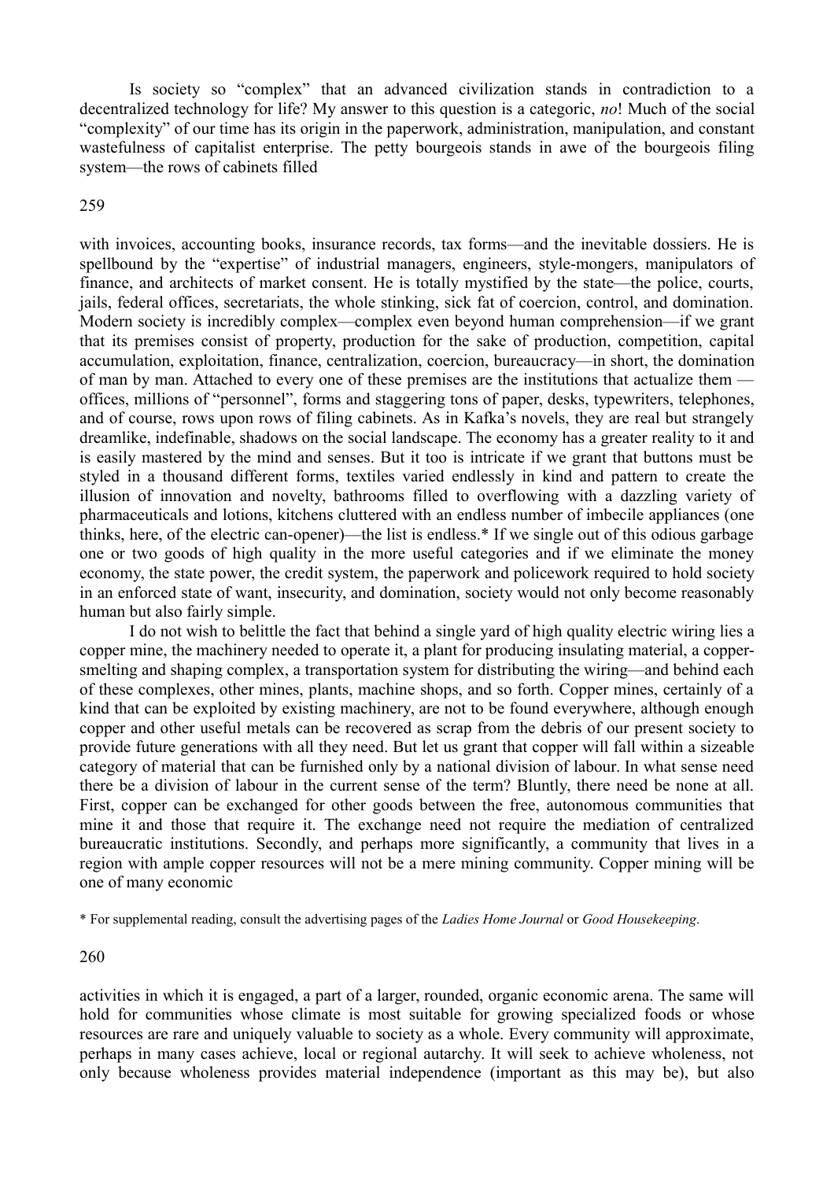Is society so "complex" that an advanced civilization stands in contradiction to a decentralized technology for life? My answer to this question is a categoric, *no*! Much of the social "complexity" of our time has its origin in the paperwork, administration, manipulation, and constant wastefulness of capitalist enterprise. The petty bourgeois stands in awe of the bourgeois filing system—the rows of cabinets filled with invoices, accounting books, insurance records, tax forms—and the inevitable dossiers. He is spellbound by the "expertise" of industrial managers, engineers, style-mongers, manipulators of finance, and architects of market consent. He is totally mystified by the state—the police, courts, jails, federal offices, secretariats, the whole stinking, sick fat of coercion, control, and domination. Modern society is incredibly complex—complex even beyond human comprehension—if we grant that its premises consist of property, production for the sake of production, competition, capital accumulation, exploitation, finance, centralization, coercion, bureaucracy—in short, the domination of man by man. Attached to every one of these premises are the institutions that actualize them — offices, millions of "personnel", forms and staggering tons of paper, desks, typewriters, telephones, and of course, rows upon rows of filing cabinets. As in Kafka's novels, they are real but strangely dreamlike, indefinable, shadows on the social landscape. The economy has a greater reality to it and is easily mastered by the mind and senses. But it too is intricate if we grant that buttons must be styled in a thousand different forms, textiles varied endlessly in kind and pattern to create the illusion of innovation and novelty, bathrooms filled to overflowing with a dazzling variety of pharmaceuticals and lotions, kitchens cluttered with an endless number of imbecile appliances (one thinks, here, of the electric can-opener)—the list is endless.* If we single out of this odious garbage one or two goods of high quality in the more useful categories and if we eliminate the money economy, the state power, the credit system, the paperwork and policework required to hold society in an enforced state of want, insecurity, and domination, society would not only become reasonably human but also fairly simple.

I do not wish to belittle the fact that behind a single yard of high quality electric wiring lies a copper mine, the machinery needed to operate it, a plant for producing insulating material, a copper-smelting and shaping complex, a transportation system for distributing the wiring—and behind each of these complexes, other mines, plants, machine shops, and so forth. Copper mines, certainly of a kind that can be exploited by existing machinery, are not to be found everywhere, although enough copper and other useful metals can be recovered as scrap from the debris of our present society to provide future generations with all they need. But let us grant that copper will fall within a sizeable category of material that can be furnished only by a national division of labour. In what sense need there be a division of labour in the current sense of the term? Bluntly, there need be none at all. First, copper can be exchanged for other goods between the free, autonomous communities that mine it and those that require it. The exchange need not require the mediation of centralized bureaucratic institutions. Secondly, and perhaps more significantly, a community that lives in a region with ample copper resources will not be a mere mining community. Copper mining will be one of many economic activities in which it is engaged, a part of a larger, rounded, organic economic arena. The same will hold for communities whose climate is most suitable for growing specialized foods or whose resources are rare and uniquely valuable to society as a whole. Every community will approximate, perhaps in many cases achieve, local or regional autarchy. It will seek to achieve wholeness, not only because wholeness provides material independence (important as this may be), but also

\* For supplemental reading, consult the advertising pages of the *Ladies Home Journal* or *Good Housekeeping*.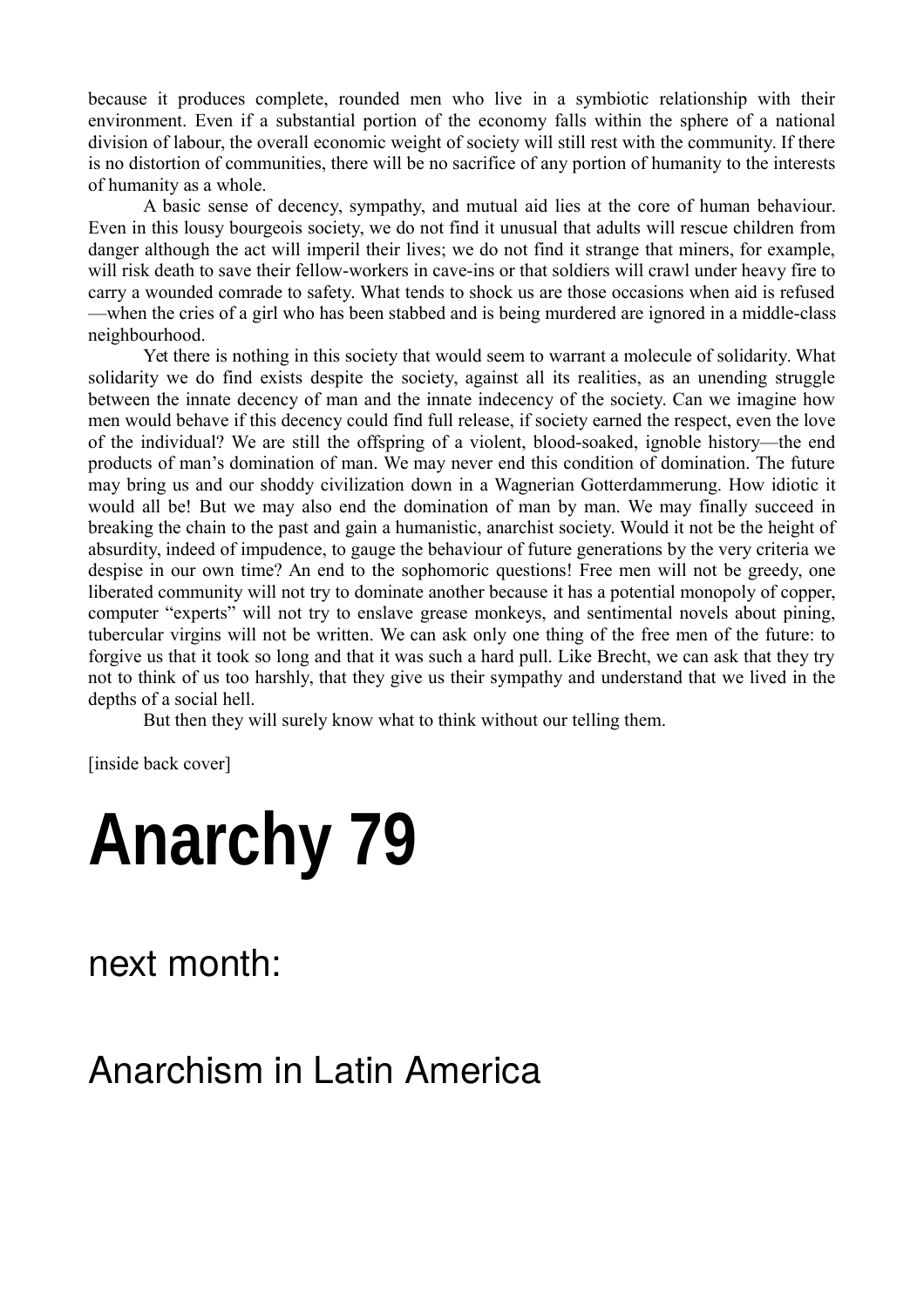because it produces complete, rounded men who live in a symbiotic relationship with their environment. Even if a substantial portion of the economy falls within the sphere of a national division of labour, the overall economic weight of society will still rest with the community. If there is no distortion of communities, there will be no sacrifice of any portion of humanity to the interests of humanity as a whole.

A basic sense of decency, sympathy, and mutual aid lies at the core of human behaviour. Even in this lousy bourgeois society, we do not find it unusual that adults will rescue children from danger although the act will imperil their lives; we do not find it strange that miners, for example, will risk death to save their fellow-workers in cave-ins or that soldiers will crawl under heavy fire to carry a wounded comrade to safety. What tends to shock us are those occasions when aid is refused—when the cries of a girl who has been stabbed and is being murdered are ignored in a middle-class neighbourhood.

Yet there is nothing in this society that would seem to warrant a molecule of solidarity. What solidarity we do find exists despite the society, against all its realities, as an unending struggle between the innate decency of man and the innate indecency of the society. Can we imagine how men would behave if this decency could find full release, if society earned the respect, even the love of the individual? We are still the offspring of a violent, blood-soaked, ignoble history—the end products of man's domination of man. We may never end this condition of domination. The future may bring us and our shoddy civilization down in a Wagnerian Gotterdammerung. How idiotic it would all be! But we may also end the domination of man by man. We may finally succeed in breaking the chain to the past and gain a humanistic, anarchist society. Would it not be the height of absurdity, indeed of impudence, to gauge the behaviour of future generations by the very criteria we despise in our own time? An end to the sophomoric questions! Free men will not be greedy, one liberated community will not try to dominate another because it has a potential monopoly of copper, computer "experts" will not try to enslave grease monkeys, and sentimental novels about pining, tubercular virgins will not be written. We can ask only one thing of the free men of the future: to forgive us that it took so long and that it was such a hard pull. Like Brecht, we can ask that they try not to think of us too harshly, that they give us their sympathy and understand that we lived in the depths of a social hell.

But then they will surely know what to think without our telling them.

[inside back cover]

# Anarchy 79

## next month:

## Anarchism in Latin America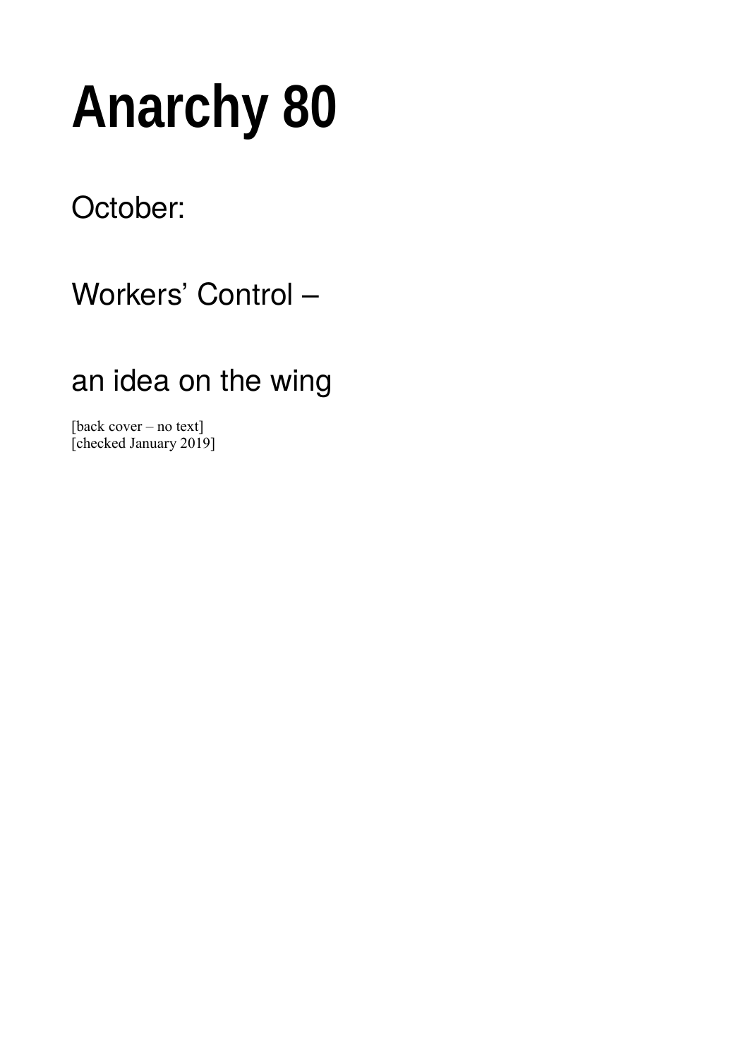# Anarchy 80

October:

Workers' Control –

an idea on the wing

[back cover – no text]
[checked January 2019]